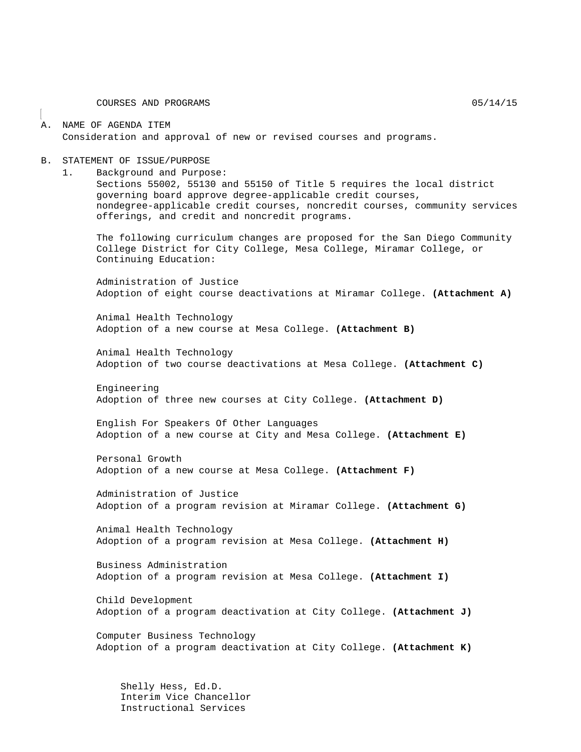COURSES AND PROGRAMS 05/14/15

A. NAME OF AGENDA ITEM
Consideration and approval of new or revised courses and programs.

B. STATEMENT OF ISSUE/PURPOSE

1. Background and Purpose:
Sections 55002, 55130 and 55150 of Title 5 requires the local district governing board approve degree-applicable credit courses, nondegree-applicable credit courses, noncredit courses, community services offerings, and credit and noncredit programs.

The following curriculum changes are proposed for the San Diego Community College District for City College, Mesa College, Miramar College, or Continuing Education:

Administration of Justice
Adoption of eight course deactivations at Miramar College. **(Attachment A)**

Animal Health Technology
Adoption of a new course at Mesa College. **(Attachment B)**

Animal Health Technology
Adoption of two course deactivations at Mesa College. **(Attachment C)**

Engineering
Adoption of three new courses at City College. **(Attachment D)**

English For Speakers Of Other Languages
Adoption of a new course at City and Mesa College. **(Attachment E)**

Personal Growth
Adoption of a new course at Mesa College. **(Attachment F)**

Administration of Justice
Adoption of a program revision at Miramar College. **(Attachment G)**

Animal Health Technology
Adoption of a program revision at Mesa College. **(Attachment H)**

Business Administration
Adoption of a program revision at Mesa College. **(Attachment I)**

Child Development
Adoption of a program deactivation at City College. **(Attachment J)**

Computer Business Technology
Adoption of a program deactivation at City College. **(Attachment K)**

Shelly Hess, Ed.D.
Interim Vice Chancellor
Instructional Services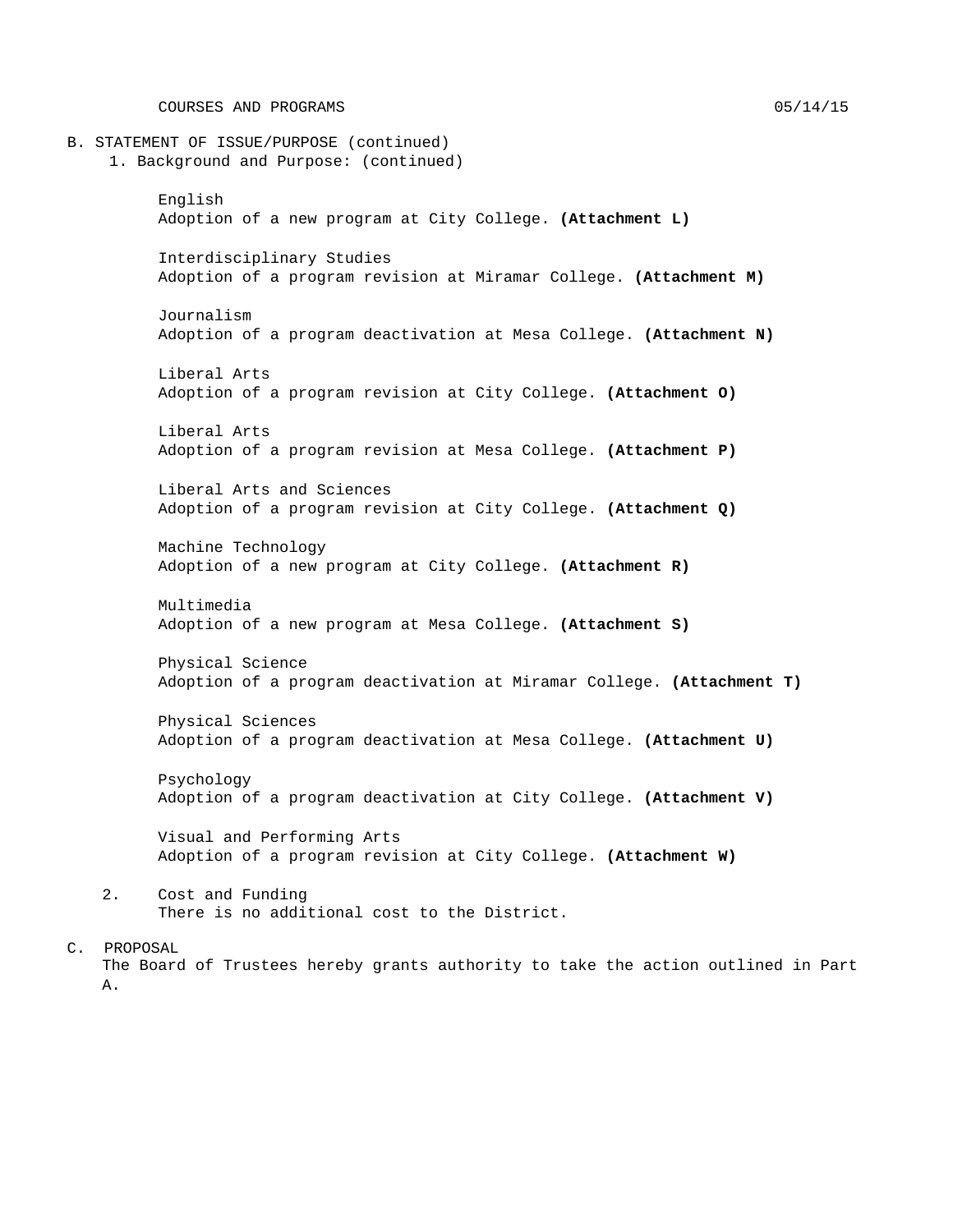B. STATEMENT OF ISSUE/PURPOSE (continued)

1. Background and Purpose: (continued)

English
Adoption of a new program at City College. **(Attachment L)**

Interdisciplinary Studies
Adoption of a program revision at Miramar College. **(Attachment M)**

Journalism
Adoption of a program deactivation at Mesa College. **(Attachment N)**

Liberal Arts
Adoption of a program revision at City College. **(Attachment O)**

Liberal Arts
Adoption of a program revision at Mesa College. **(Attachment P)**

Liberal Arts and Sciences
Adoption of a program revision at City College. **(Attachment Q)**

Machine Technology
Adoption of a new program at City College. **(Attachment R)**

Multimedia
Adoption of a new program at Mesa College. **(Attachment S)**

Physical Science
Adoption of a program deactivation at Miramar College. **(Attachment T)**

Physical Sciences
Adoption of a program deactivation at Mesa College. **(Attachment U)**

Psychology
Adoption of a program deactivation at City College. **(Attachment V)**

Visual and Performing Arts
Adoption of a program revision at City College. **(Attachment W)**

2. Cost and Funding
There is no additional cost to the District.

C. PROPOSAL

The Board of Trustees hereby grants authority to take the action outlined in Part A.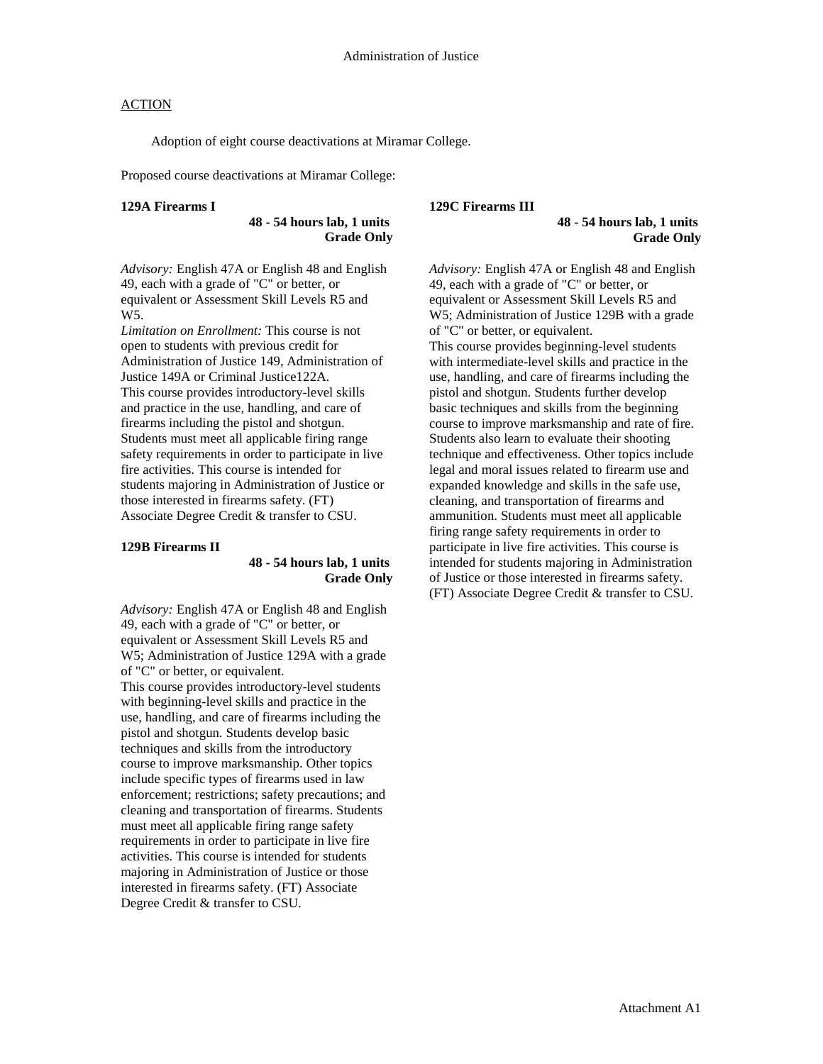# Administration of Justice

ACTION

Adoption of eight course deactivations at Miramar College.

Proposed course deactivations at Miramar College:

**129A Firearms I**

**48 - 54 hours lab, 1 units**
**Grade Only**

*Advisory:* English 47A or English 48 and English 49, each with a grade of "C" or better, or equivalent or Assessment Skill Levels R5 and W5.
*Limitation on Enrollment:* This course is not open to students with previous credit for Administration of Justice 149, Administration of Justice 149A or Criminal Justice122A.
This course provides introductory-level skills and practice in the use, handling, and care of firearms including the pistol and shotgun. Students must meet all applicable firing range safety requirements in order to participate in live fire activities. This course is intended for students majoring in Administration of Justice or those interested in firearms safety. (FT) Associate Degree Credit & transfer to CSU.

**129B Firearms II**

**48 - 54 hours lab, 1 units**
**Grade Only**

*Advisory:* English 47A or English 48 and English 49, each with a grade of "C" or better, or equivalent or Assessment Skill Levels R5 and W5; Administration of Justice 129A with a grade of "C" or better, or equivalent.
This course provides introductory-level students with beginning-level skills and practice in the use, handling, and care of firearms including the pistol and shotgun. Students develop basic techniques and skills from the introductory course to improve marksmanship. Other topics include specific types of firearms used in law enforcement; restrictions; safety precautions; and cleaning and transportation of firearms. Students must meet all applicable firing range safety requirements in order to participate in live fire activities. This course is intended for students majoring in Administration of Justice or those interested in firearms safety. (FT) Associate Degree Credit & transfer to CSU.

**129C Firearms III**

**48 - 54 hours lab, 1 units**
**Grade Only**

*Advisory:* English 47A or English 48 and English 49, each with a grade of "C" or better, or equivalent or Assessment Skill Levels R5 and W5; Administration of Justice 129B with a grade of "C" or better, or equivalent.
This course provides beginning-level students with intermediate-level skills and practice in the use, handling, and care of firearms including the pistol and shotgun. Students further develop basic techniques and skills from the beginning course to improve marksmanship and rate of fire. Students also learn to evaluate their shooting technique and effectiveness. Other topics include legal and moral issues related to firearm use and expanded knowledge and skills in the safe use, cleaning, and transportation of firearms and ammunition. Students must meet all applicable firing range safety requirements in order to participate in live fire activities. This course is intended for students majoring in Administration of Justice or those interested in firearms safety. (FT) Associate Degree Credit & transfer to CSU.

Attachment A1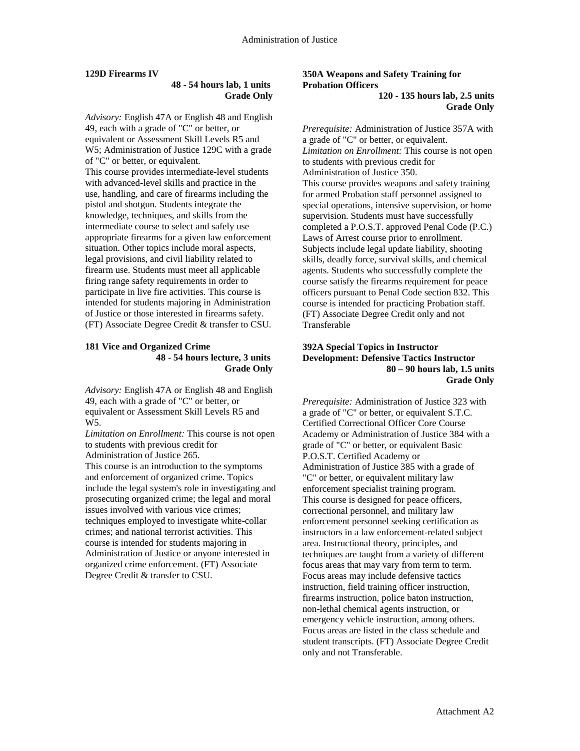**129D Firearms IV**

**48 - 54 hours lab, 1 units**
**Grade Only**

*Advisory:* English 47A or English 48 and English 49, each with a grade of "C" or better, or equivalent or Assessment Skill Levels R5 and W5; Administration of Justice 129C with a grade of "C" or better, or equivalent.
This course provides intermediate-level students with advanced-level skills and practice in the use, handling, and care of firearms including the pistol and shotgun. Students integrate the knowledge, techniques, and skills from the intermediate course to select and safely use appropriate firearms for a given law enforcement situation. Other topics include moral aspects, legal provisions, and civil liability related to firearm use. Students must meet all applicable firing range safety requirements in order to participate in live fire activities. This course is intended for students majoring in Administration of Justice or those interested in firearms safety. (FT) Associate Degree Credit & transfer to CSU.

**181 Vice and Organized Crime**

**48 - 54 hours lecture, 3 units**
**Grade Only**

*Advisory:* English 47A or English 48 and English 49, each with a grade of "C" or better, or equivalent or Assessment Skill Levels R5 and W5.
*Limitation on Enrollment:* This course is not open to students with previous credit for Administration of Justice 265.
This course is an introduction to the symptoms and enforcement of organized crime. Topics include the legal system's role in investigating and prosecuting organized crime; the legal and moral issues involved with various vice crimes; techniques employed to investigate white-collar crimes; and national terrorist activities. This course is intended for students majoring in Administration of Justice or anyone interested in organized crime enforcement. (FT) Associate Degree Credit & transfer to CSU.

**350A Weapons and Safety Training for Probation Officers**

**120 - 135 hours lab, 2.5 units**
**Grade Only**

*Prerequisite:* Administration of Justice 357A with a grade of "C" or better, or equivalent.
*Limitation on Enrollment:* This course is not open to students with previous credit for Administration of Justice 350.
This course provides weapons and safety training for armed Probation staff personnel assigned to special operations, intensive supervision, or home supervision. Students must have successfully completed a P.O.S.T. approved Penal Code (P.C.) Laws of Arrest course prior to enrollment. Subjects include legal update liability, shooting skills, deadly force, survival skills, and chemical agents. Students who successfully complete the course satisfy the firearms requirement for peace officers pursuant to Penal Code section 832. This course is intended for practicing Probation staff. (FT) Associate Degree Credit only and not Transferable

**392A Special Topics in Instructor Development: Defensive Tactics Instructor**

**80 – 90 hours lab, 1.5 units**
**Grade Only**

*Prerequisite:* Administration of Justice 323 with a grade of "C" or better, or equivalent S.T.C. Certified Correctional Officer Core Course Academy or Administration of Justice 384 with a grade of "C" or better, or equivalent Basic P.O.S.T. Certified Academy or Administration of Justice 385 with a grade of "C" or better, or equivalent military law enforcement specialist training program.
This course is designed for peace officers, correctional personnel, and military law enforcement personnel seeking certification as instructors in a law enforcement-related subject area. Instructional theory, principles, and techniques are taught from a variety of different focus areas that may vary from term to term. Focus areas may include defensive tactics instruction, field training officer instruction, firearms instruction, police baton instruction, non-lethal chemical agents instruction, or emergency vehicle instruction, among others. Focus areas are listed in the class schedule and student transcripts. (FT) Associate Degree Credit only and not Transferable.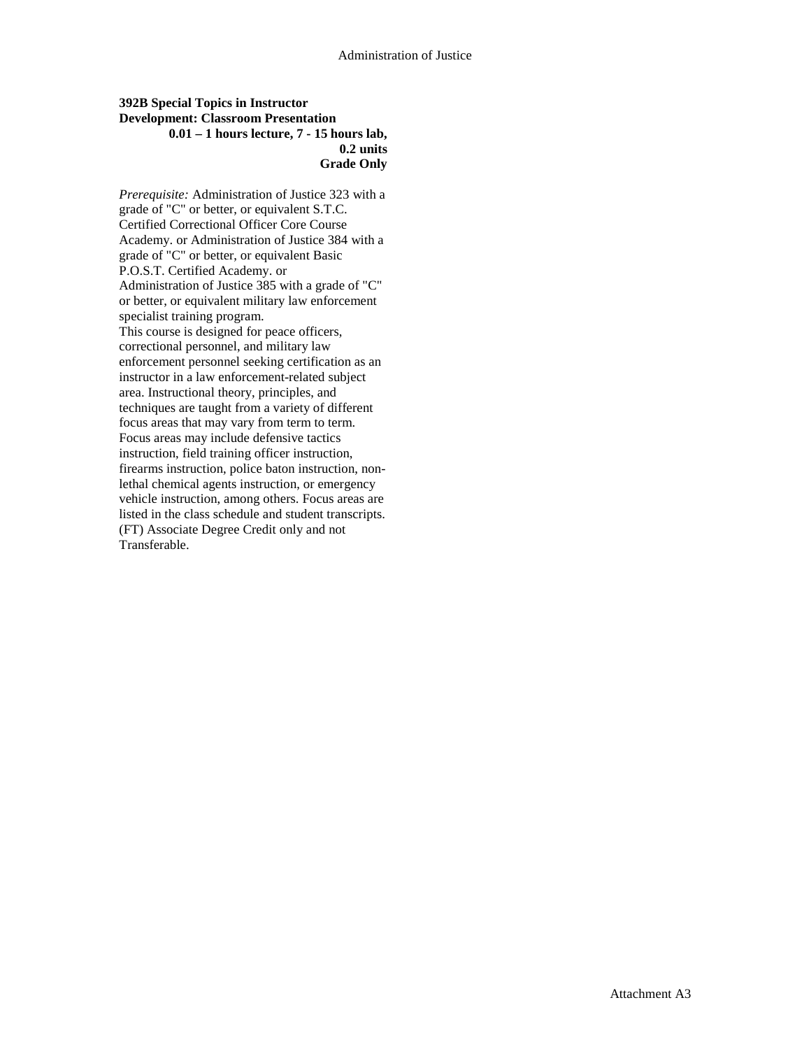**392B Special Topics in Instructor Development: Classroom Presentation**
**0.01 – 1 hours lecture, 7 - 15 hours lab, 0.2 units**
**Grade Only**

*Prerequisite:* Administration of Justice 323 with a grade of "C" or better, or equivalent S.T.C. Certified Correctional Officer Core Course Academy. or Administration of Justice 384 with a grade of "C" or better, or equivalent Basic P.O.S.T. Certified Academy. or Administration of Justice 385 with a grade of "C" or better, or equivalent military law enforcement specialist training program.

This course is designed for peace officers, correctional personnel, and military law enforcement personnel seeking certification as an instructor in a law enforcement-related subject area. Instructional theory, principles, and techniques are taught from a variety of different focus areas that may vary from term to term. Focus areas may include defensive tactics instruction, field training officer instruction, firearms instruction, police baton instruction, non-lethal chemical agents instruction, or emergency vehicle instruction, among others. Focus areas are listed in the class schedule and student transcripts. (FT) Associate Degree Credit only and not Transferable.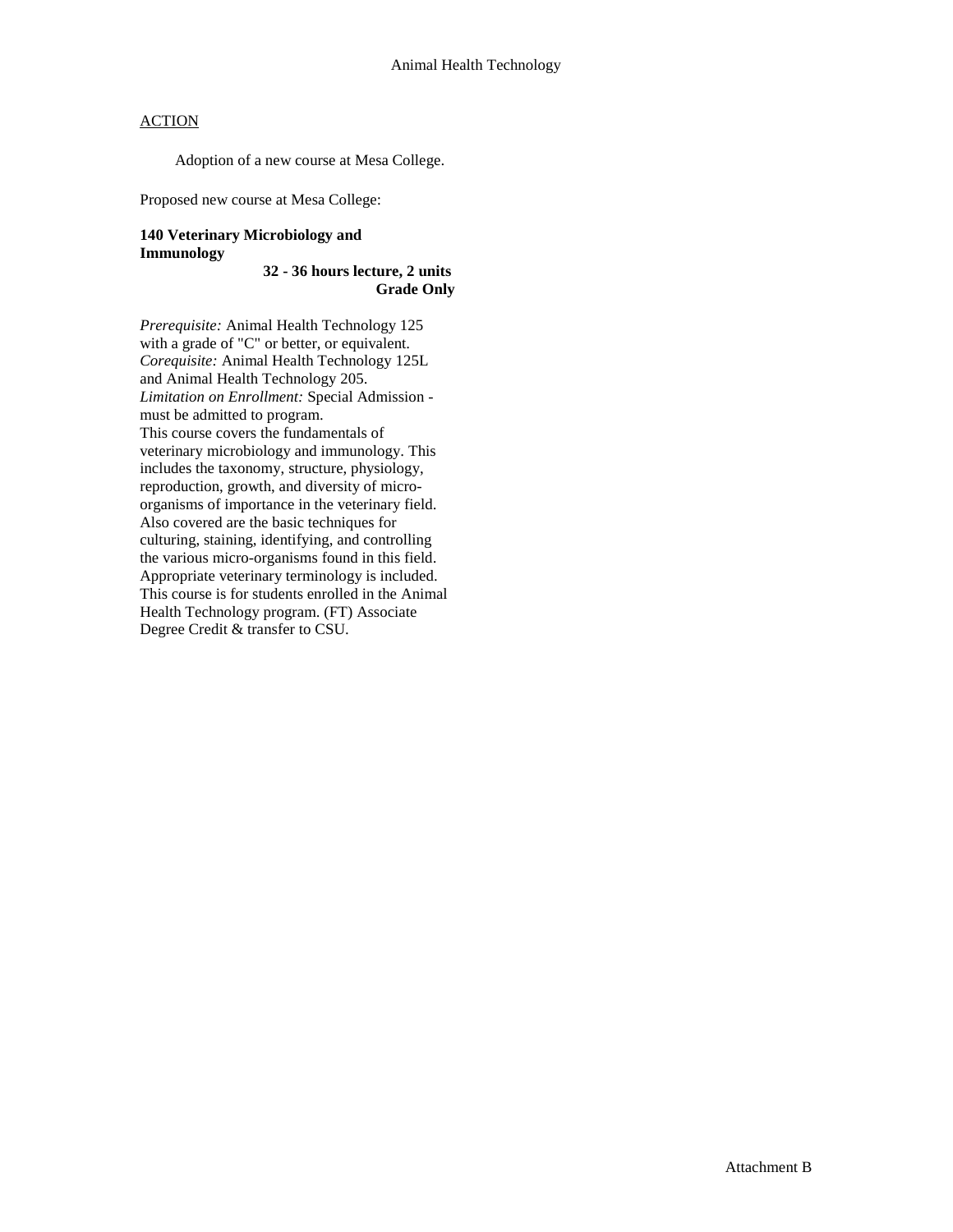Animal Health Technology

ACTION

Adoption of a new course at Mesa College.

Proposed new course at Mesa College:

**140 Veterinary Microbiology and Immunology**

**32 - 36 hours lecture, 2 units**
**Grade Only**

*Prerequisite:* Animal Health Technology 125 with a grade of "C" or better, or equivalent.
*Corequisite:* Animal Health Technology 125L and Animal Health Technology 205.
*Limitation on Enrollment:* Special Admission - must be admitted to program.
This course covers the fundamentals of veterinary microbiology and immunology. This includes the taxonomy, structure, physiology, reproduction, growth, and diversity of micro-organisms of importance in the veterinary field. Also covered are the basic techniques for culturing, staining, identifying, and controlling the various micro-organisms found in this field. Appropriate veterinary terminology is included. This course is for students enrolled in the Animal Health Technology program. (FT) Associate Degree Credit & transfer to CSU.

Attachment B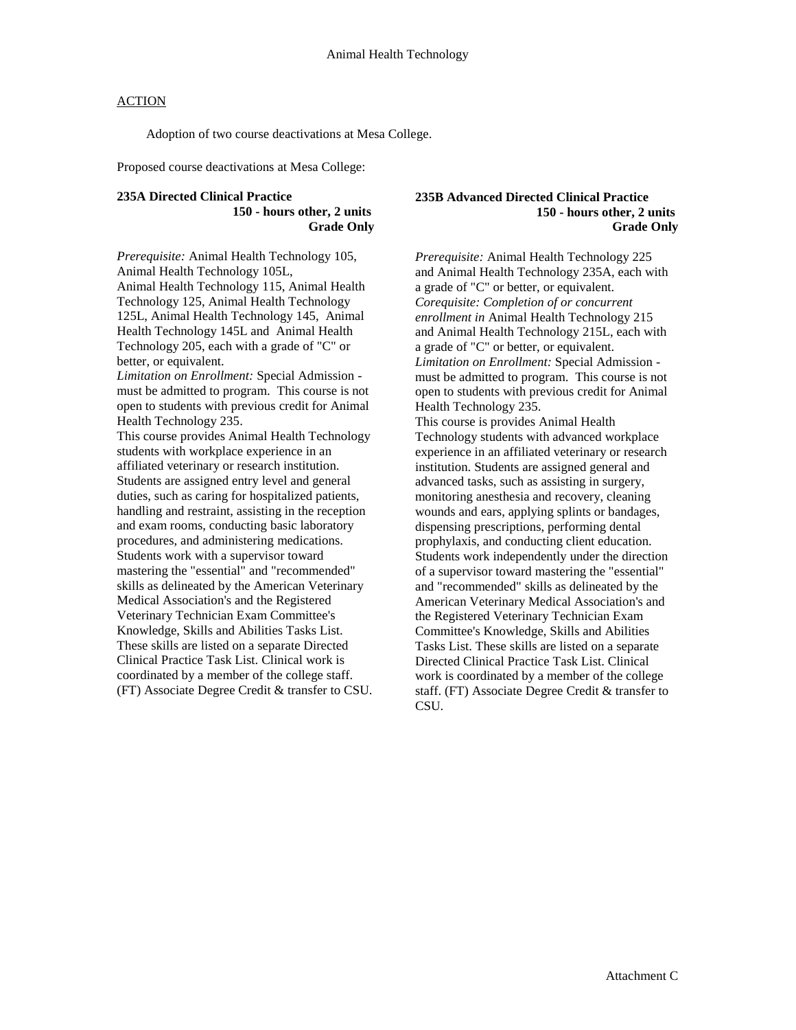# Animal Health Technology

ACTION

Adoption of two course deactivations at Mesa College.

Proposed course deactivations at Mesa College:

**235A Directed Clinical Practice**
**150 - hours other, 2 units**
**Grade Only**

*Prerequisite:* Animal Health Technology 105, Animal Health Technology 105L, Animal Health Technology 115, Animal Health Technology 125, Animal Health Technology 125L, Animal Health Technology 145, Animal Health Technology 145L and Animal Health Technology 205, each with a grade of "C" or better, or equivalent.
*Limitation on Enrollment:* Special Admission - must be admitted to program. This course is not open to students with previous credit for Animal Health Technology 235.
This course provides Animal Health Technology students with workplace experience in an affiliated veterinary or research institution. Students are assigned entry level and general duties, such as caring for hospitalized patients, handling and restraint, assisting in the reception and exam rooms, conducting basic laboratory procedures, and administering medications. Students work with a supervisor toward mastering the "essential" and "recommended" skills as delineated by the American Veterinary Medical Association's and the Registered Veterinary Technician Exam Committee's Knowledge, Skills and Abilities Tasks List. These skills are listed on a separate Directed Clinical Practice Task List. Clinical work is coordinated by a member of the college staff. (FT) Associate Degree Credit & transfer to CSU.

**235B Advanced Directed Clinical Practice**
**150 - hours other, 2 units**
**Grade Only**

*Prerequisite:* Animal Health Technology 225 and Animal Health Technology 235A, each with a grade of "C" or better, or equivalent.
*Corequisite: Completion of or concurrent enrollment in* Animal Health Technology 215 and Animal Health Technology 215L, each with a grade of "C" or better, or equivalent.
*Limitation on Enrollment:* Special Admission - must be admitted to program. This course is not open to students with previous credit for Animal Health Technology 235.
This course is provides Animal Health Technology students with advanced workplace experience in an affiliated veterinary or research institution. Students are assigned general and advanced tasks, such as assisting in surgery, monitoring anesthesia and recovery, cleaning wounds and ears, applying splints or bandages, dispensing prescriptions, performing dental prophylaxis, and conducting client education. Students work independently under the direction of a supervisor toward mastering the "essential" and "recommended" skills as delineated by the American Veterinary Medical Association's and the Registered Veterinary Technician Exam Committee's Knowledge, Skills and Abilities Tasks List. These skills are listed on a separate Directed Clinical Practice Task List. Clinical work is coordinated by a member of the college staff. (FT) Associate Degree Credit & transfer to CSU.

Attachment C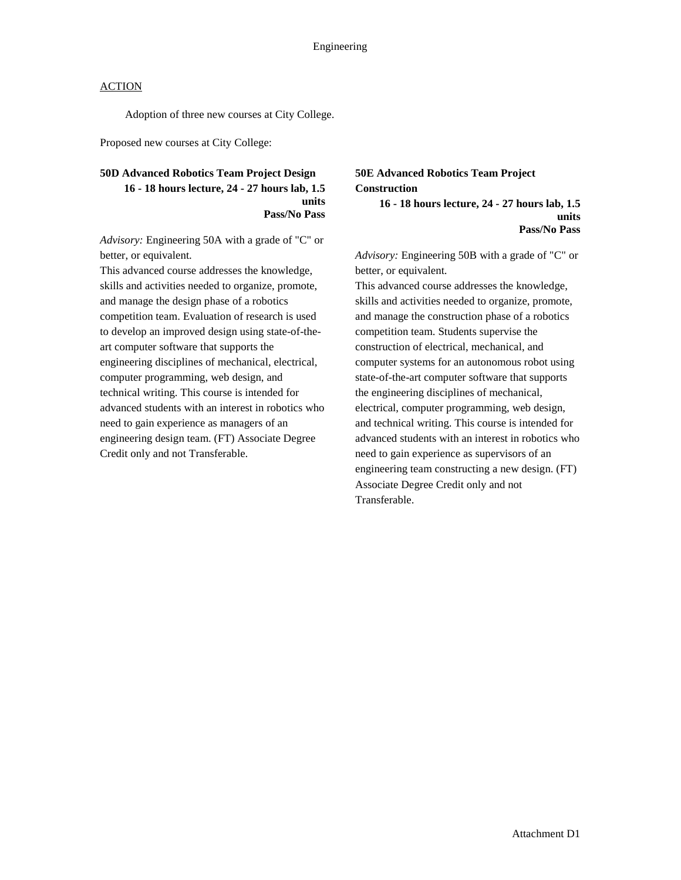Engineering

ACTION

Adoption of three new courses at City College.

Proposed new courses at City College:

**50D Advanced Robotics Team Project Design**
**16 - 18 hours lecture, 24 - 27 hours lab, 1.5 units**
**Pass/No Pass**

*Advisory:* Engineering 50A with a grade of "C" or better, or equivalent.
This advanced course addresses the knowledge, skills and activities needed to organize, promote, and manage the design phase of a robotics competition team. Evaluation of research is used to develop an improved design using state-of-the-art computer software that supports the engineering disciplines of mechanical, electrical, computer programming, web design, and technical writing. This course is intended for advanced students with an interest in robotics who need to gain experience as managers of an engineering design team. (FT) Associate Degree Credit only and not Transferable.

**50E Advanced Robotics Team Project Construction**
**16 - 18 hours lecture, 24 - 27 hours lab, 1.5 units**
**Pass/No Pass**

*Advisory:* Engineering 50B with a grade of "C" or better, or equivalent.
This advanced course addresses the knowledge, skills and activities needed to organize, promote, and manage the construction phase of a robotics competition team. Students supervise the construction of electrical, mechanical, and computer systems for an autonomous robot using state-of-the-art computer software that supports the engineering disciplines of mechanical, electrical, computer programming, web design, and technical writing. This course is intended for advanced students with an interest in robotics who need to gain experience as supervisors of an engineering team constructing a new design. (FT) Associate Degree Credit only and not Transferable.

Attachment D1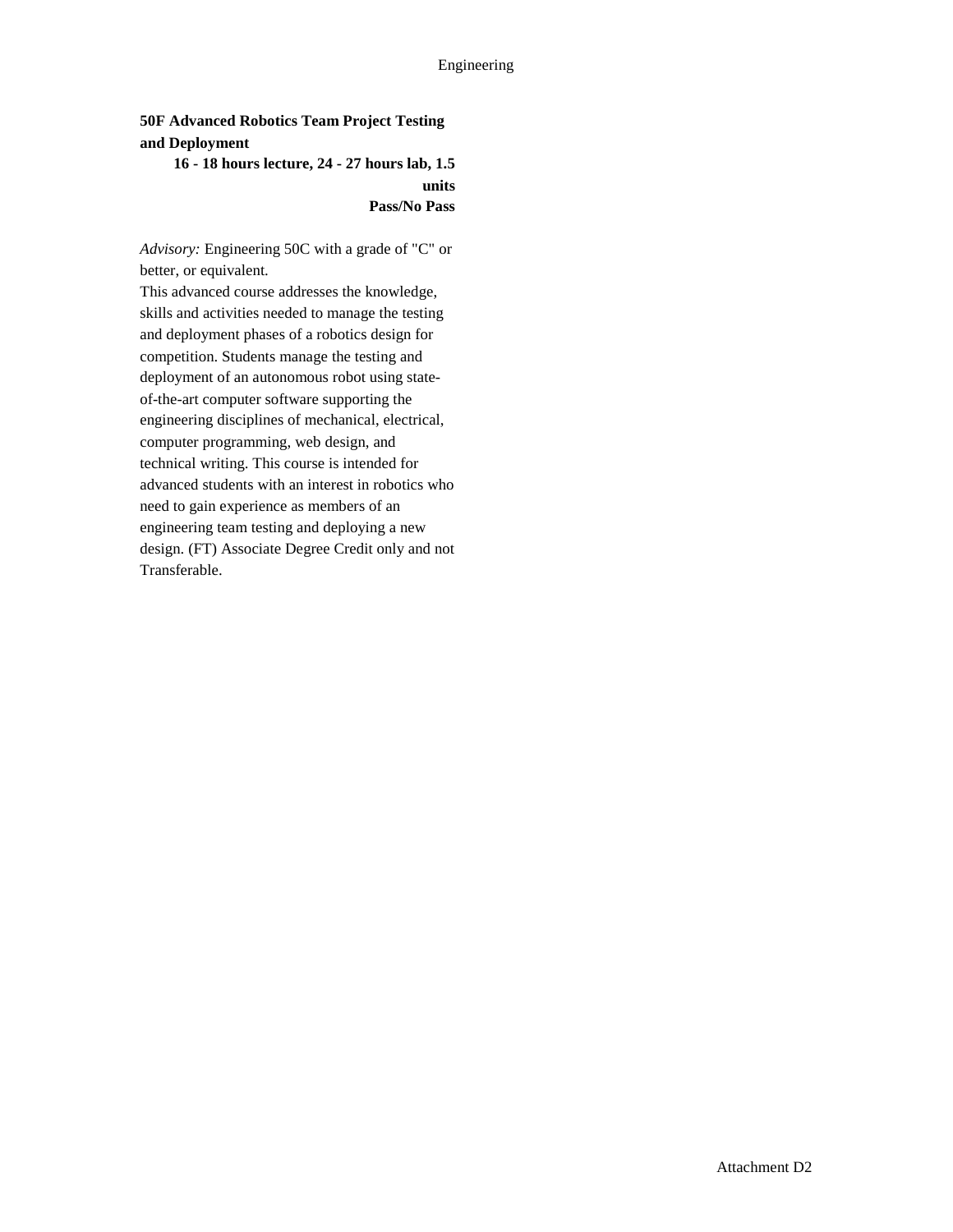**50F Advanced Robotics Team Project Testing and Deployment**

**16 - 18 hours lecture, 24 - 27 hours lab, 1.5 units**

**Pass/No Pass**

*Advisory:* Engineering 50C with a grade of "C" or better, or equivalent.

This advanced course addresses the knowledge, skills and activities needed to manage the testing and deployment phases of a robotics design for competition. Students manage the testing and deployment of an autonomous robot using state-of-the-art computer software supporting the engineering disciplines of mechanical, electrical, computer programming, web design, and technical writing. This course is intended for advanced students with an interest in robotics who need to gain experience as members of an engineering team testing and deploying a new design. (FT) Associate Degree Credit only and not Transferable.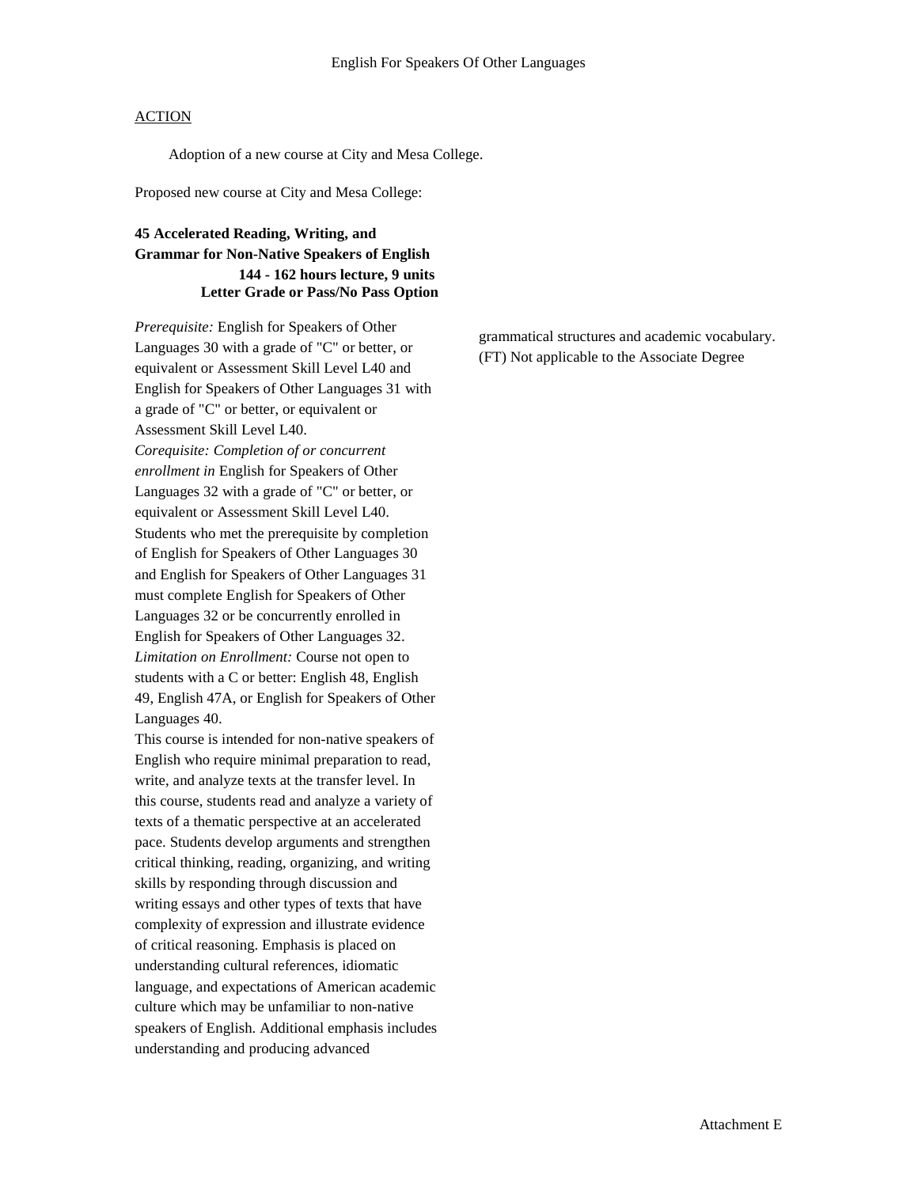## ACTION

Adoption of a new course at City and Mesa College.

Proposed new course at City and Mesa College:

**45 Accelerated Reading, Writing, and Grammar for Non-Native Speakers of English**
**144 - 162 hours lecture, 9 units**
**Letter Grade or Pass/No Pass Option**

*Prerequisite:* English for Speakers of Other Languages 30 with a grade of "C" or better, or equivalent or Assessment Skill Level L40 and English for Speakers of Other Languages 31 with a grade of "C" or better, or equivalent or Assessment Skill Level L40.
*Corequisite: Completion of or concurrent enrollment in* English for Speakers of Other Languages 32 with a grade of "C" or better, or equivalent or Assessment Skill Level L40. Students who met the prerequisite by completion of English for Speakers of Other Languages 30 and English for Speakers of Other Languages 31 must complete English for Speakers of Other Languages 32 or be concurrently enrolled in English for Speakers of Other Languages 32.
*Limitation on Enrollment:* Course not open to students with a C or better: English 48, English 49, English 47A, or English for Speakers of Other Languages 40.
This course is intended for non-native speakers of English who require minimal preparation to read, write, and analyze texts at the transfer level. In this course, students read and analyze a variety of texts of a thematic perspective at an accelerated pace. Students develop arguments and strengthen critical thinking, reading, organizing, and writing skills by responding through discussion and writing essays and other types of texts that have complexity of expression and illustrate evidence of critical reasoning. Emphasis is placed on understanding cultural references, idiomatic language, and expectations of American academic culture which may be unfamiliar to non-native speakers of English. Additional emphasis includes understanding and producing advanced grammatical structures and academic vocabulary. (FT) Not applicable to the Associate Degree

Attachment E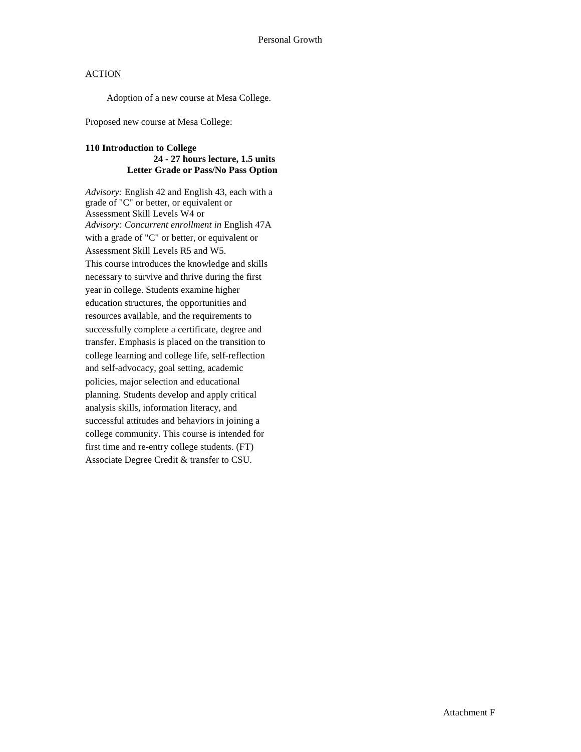Personal Growth

<u>ACTION</u>

Adoption of a new course at Mesa College.

Proposed new course at Mesa College:

**110 Introduction to College**
**24 - 27 hours lecture, 1.5 units**
**Letter Grade or Pass/No Pass Option**

*Advisory:* English 42 and English 43, each with a grade of "C" or better, or equivalent or Assessment Skill Levels W4 or
*Advisory: Concurrent enrollment in* English 47A with a grade of "C" or better, or equivalent or Assessment Skill Levels R5 and W5.
This course introduces the knowledge and skills necessary to survive and thrive during the first year in college. Students examine higher education structures, the opportunities and resources available, and the requirements to successfully complete a certificate, degree and transfer. Emphasis is placed on the transition to college learning and college life, self-reflection and self-advocacy, goal setting, academic policies, major selection and educational planning. Students develop and apply critical analysis skills, information literacy, and successful attitudes and behaviors in joining a college community. This course is intended for first time and re-entry college students. (FT)
Associate Degree Credit & transfer to CSU.

Attachment F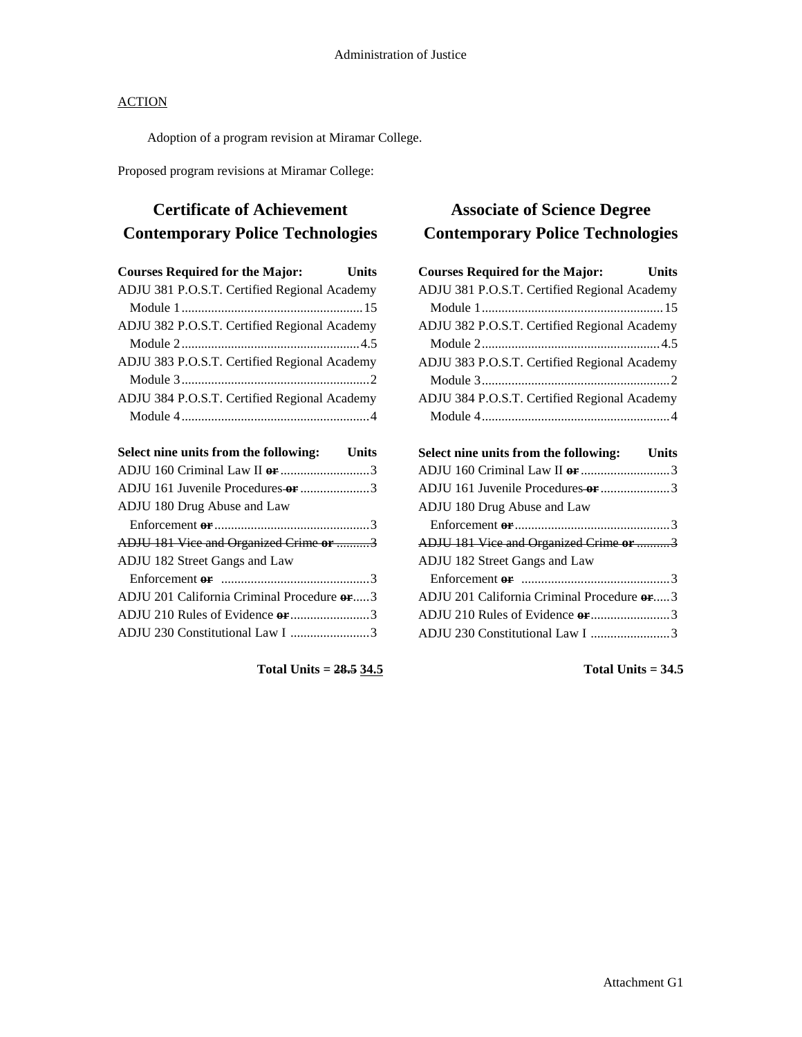Administration of Justice

ACTION

Adoption of a program revision at Miramar College.

Proposed program revisions at Miramar College:

## Certificate of Achievement Contemporary Police Technologies

| Courses Required for the Major: | Units |
|---|---|
| ADJU 381 P.O.S.T. Certified Regional Academy Module 1 | 15 |
| ADJU 382 P.O.S.T. Certified Regional Academy Module 2 | 4.5 |
| ADJU 383 P.O.S.T. Certified Regional Academy Module 3 | 2 |
| ADJU 384 P.O.S.T. Certified Regional Academy Module 4 | 4 |

| Select nine units from the following: | Units |
|---|---|
| ADJU 160 Criminal Law II ~~or~~ | 3 |
| ADJU 161 Juvenile Procedures ~~or~~ | 3 |
| ADJU 180 Drug Abuse and Law Enforcement ~~or~~ | 3 |
| ~~ADJU 181 Vice and Organized Crime or~~ | ~~3~~ |
| ADJU 182 Street Gangs and Law Enforcement ~~or~~ | 3 |
| ADJU 201 California Criminal Procedure ~~or~~ | 3 |
| ADJU 210 Rules of Evidence ~~or~~ | 3 |
| ADJU 230 Constitutional Law I | 3 |

**Total Units = ~~28.5~~ <u>34.5</u>**

## Associate of Science Degree Contemporary Police Technologies

| Courses Required for the Major: | Units |
|---|---|
| ADJU 381 P.O.S.T. Certified Regional Academy Module 1 | 15 |
| ADJU 382 P.O.S.T. Certified Regional Academy Module 2 | 4.5 |
| ADJU 383 P.O.S.T. Certified Regional Academy Module 3 | 2 |
| ADJU 384 P.O.S.T. Certified Regional Academy Module 4 | 4 |

| Select nine units from the following: | Units |
|---|---|
| ADJU 160 Criminal Law II ~~or~~ | 3 |
| ADJU 161 Juvenile Procedures ~~or~~ | 3 |
| ADJU 180 Drug Abuse and Law Enforcement ~~or~~ | 3 |
| ~~ADJU 181 Vice and Organized Crime or~~ | ~~3~~ |
| ADJU 182 Street Gangs and Law Enforcement ~~or~~ | 3 |
| ADJU 201 California Criminal Procedure ~~or~~ | 3 |
| ADJU 210 Rules of Evidence ~~or~~ | 3 |
| ADJU 230 Constitutional Law I | 3 |

**Total Units = 34.5**

Attachment G1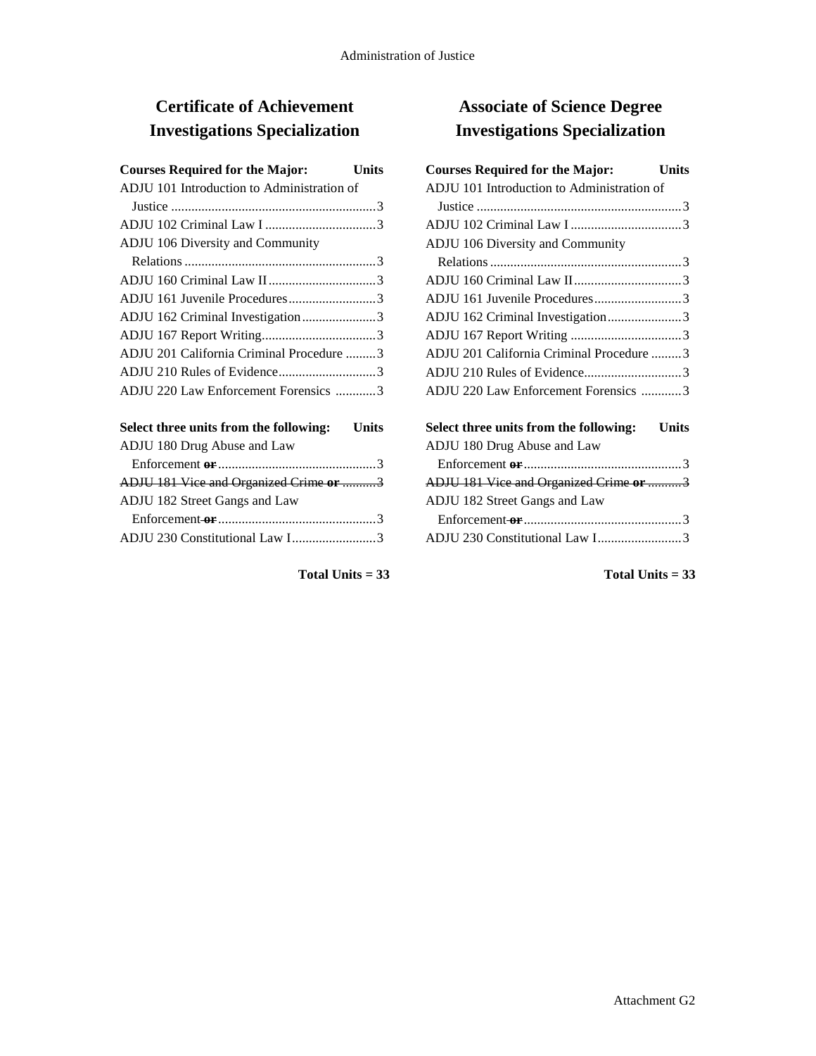## Certificate of Achievement Investigations Specialization

| Courses Required for the Major: | Units |
| --- | --- |
| ADJU 101 Introduction to Administration of Justice | 3 |
| ADJU 102 Criminal Law I | 3 |
| ADJU 106 Diversity and Community Relations | 3 |
| ADJU 160 Criminal Law II | 3 |
| ADJU 161 Juvenile Procedures | 3 |
| ADJU 162 Criminal Investigation | 3 |
| ADJU 167 Report Writing | 3 |
| ADJU 201 California Criminal Procedure | 3 |
| ADJU 210 Rules of Evidence | 3 |
| ADJU 220 Law Enforcement Forensics | 3 |

| Select three units from the following: | Units |
| --- | --- |
| ADJU 180 Drug Abuse and Law Enforcement ~~**or**~~ | 3 |
| ~~ADJU 181 Vice and Organized Crime **or**~~ | ~~3~~ |
| ADJU 182 Street Gangs and Law Enforcement ~~**or**~~ | 3 |
| ADJU 230 Constitutional Law I | 3 |

**Total Units = 33**

## Associate of Science Degree Investigations Specialization

| Courses Required for the Major: | Units |
| --- | --- |
| ADJU 101 Introduction to Administration of Justice | 3 |
| ADJU 102 Criminal Law I | 3 |
| ADJU 106 Diversity and Community Relations | 3 |
| ADJU 160 Criminal Law II | 3 |
| ADJU 161 Juvenile Procedures | 3 |
| ADJU 162 Criminal Investigation | 3 |
| ADJU 167 Report Writing | 3 |
| ADJU 201 California Criminal Procedure | 3 |
| ADJU 210 Rules of Evidence | 3 |
| ADJU 220 Law Enforcement Forensics | 3 |

| Select three units from the following: | Units |
| --- | --- |
| ADJU 180 Drug Abuse and Law Enforcement ~~**or**~~ | 3 |
| ~~ADJU 181 Vice and Organized Crime **or**~~ | ~~3~~ |
| ADJU 182 Street Gangs and Law Enforcement ~~**or**~~ | 3 |
| ADJU 230 Constitutional Law I | 3 |

**Total Units = 33**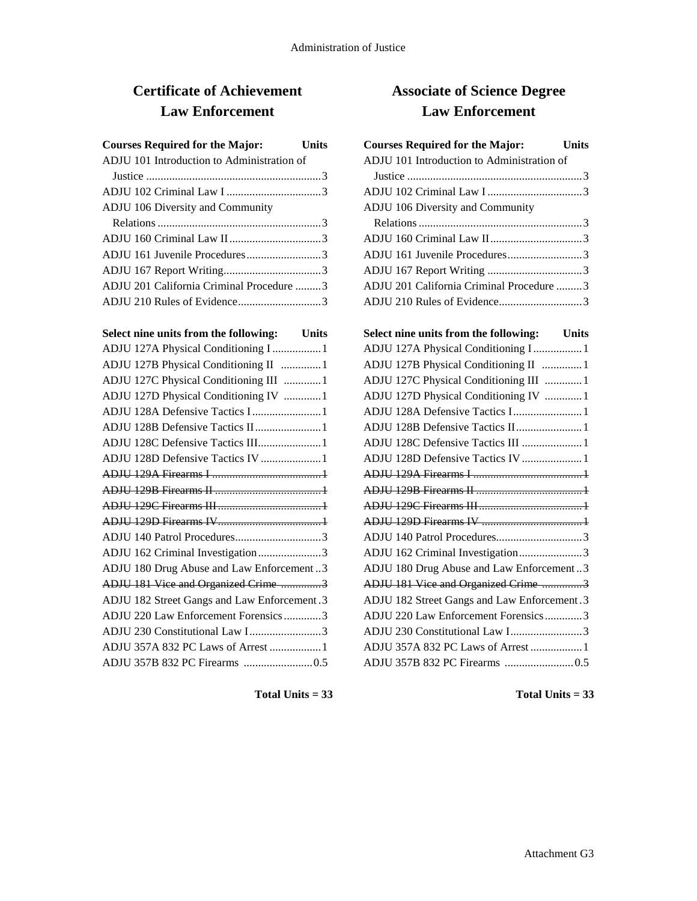## Certificate of Achievement
## Law Enforcement

| Courses Required for the Major: | Units |
|---|---|
| ADJU 101 Introduction to Administration of Justice | 3 |
| ADJU 102 Criminal Law I | 3 |
| ADJU 106 Diversity and Community Relations | 3 |
| ADJU 160 Criminal Law II | 3 |
| ADJU 161 Juvenile Procedures | 3 |
| ADJU 167 Report Writing | 3 |
| ADJU 201 California Criminal Procedure | 3 |
| ADJU 210 Rules of Evidence | 3 |

| Select nine units from the following: | Units |
|---|---|
| ADJU 127A Physical Conditioning I | 1 |
| ADJU 127B Physical Conditioning II | 1 |
| ADJU 127C Physical Conditioning III | 1 |
| ADJU 127D Physical Conditioning IV | 1 |
| ADJU 128A Defensive Tactics I | 1 |
| ADJU 128B Defensive Tactics II | 1 |
| ADJU 128C Defensive Tactics III | 1 |
| ADJU 128D Defensive Tactics IV | 1 |
| ~~ADJU 129A Firearms I~~ | ~~1~~ |
| ~~ADJU 129B Firearms II~~ | ~~1~~ |
| ~~ADJU 129C Firearms III~~ | ~~1~~ |
| ~~ADJU 129D Firearms IV~~ | ~~1~~ |
| ADJU 140 Patrol Procedures | 3 |
| ADJU 162 Criminal Investigation | 3 |
| ADJU 180 Drug Abuse and Law Enforcement | 3 |
| ~~ADJU 181 Vice and Organized Crime~~ | ~~3~~ |
| ADJU 182 Street Gangs and Law Enforcement | 3 |
| ADJU 220 Law Enforcement Forensics | 3 |
| ADJU 230 Constitutional Law I | 3 |
| ADJU 357A 832 PC Laws of Arrest | 1 |
| ADJU 357B 832 PC Firearms | 0.5 |

**Total Units = 33**

## Associate of Science Degree
## Law Enforcement

| Courses Required for the Major: | Units |
|---|---|
| ADJU 101 Introduction to Administration of Justice | 3 |
| ADJU 102 Criminal Law I | 3 |
| ADJU 106 Diversity and Community Relations | 3 |
| ADJU 160 Criminal Law II | 3 |
| ADJU 161 Juvenile Procedures | 3 |
| ADJU 167 Report Writing | 3 |
| ADJU 201 California Criminal Procedure | 3 |
| ADJU 210 Rules of Evidence | 3 |

| Select nine units from the following: | Units |
|---|---|
| ADJU 127A Physical Conditioning I | 1 |
| ADJU 127B Physical Conditioning II | 1 |
| ADJU 127C Physical Conditioning III | 1 |
| ADJU 127D Physical Conditioning IV | 1 |
| ADJU 128A Defensive Tactics I | 1 |
| ADJU 128B Defensive Tactics II | 1 |
| ADJU 128C Defensive Tactics III | 1 |
| ADJU 128D Defensive Tactics IV | 1 |
| ~~ADJU 129A Firearms I~~ | ~~1~~ |
| ~~ADJU 129B Firearms II~~ | ~~1~~ |
| ~~ADJU 129C Firearms III~~ | ~~1~~ |
| ~~ADJU 129D Firearms IV~~ | ~~1~~ |
| ADJU 140 Patrol Procedures | 3 |
| ADJU 162 Criminal Investigation | 3 |
| ADJU 180 Drug Abuse and Law Enforcement | 3 |
| ~~ADJU 181 Vice and Organized Crime~~ | ~~3~~ |
| ADJU 182 Street Gangs and Law Enforcement | 3 |
| ADJU 220 Law Enforcement Forensics | 3 |
| ADJU 230 Constitutional Law I | 3 |
| ADJU 357A 832 PC Laws of Arrest | 1 |
| ADJU 357B 832 PC Firearms | 0.5 |

**Total Units = 33**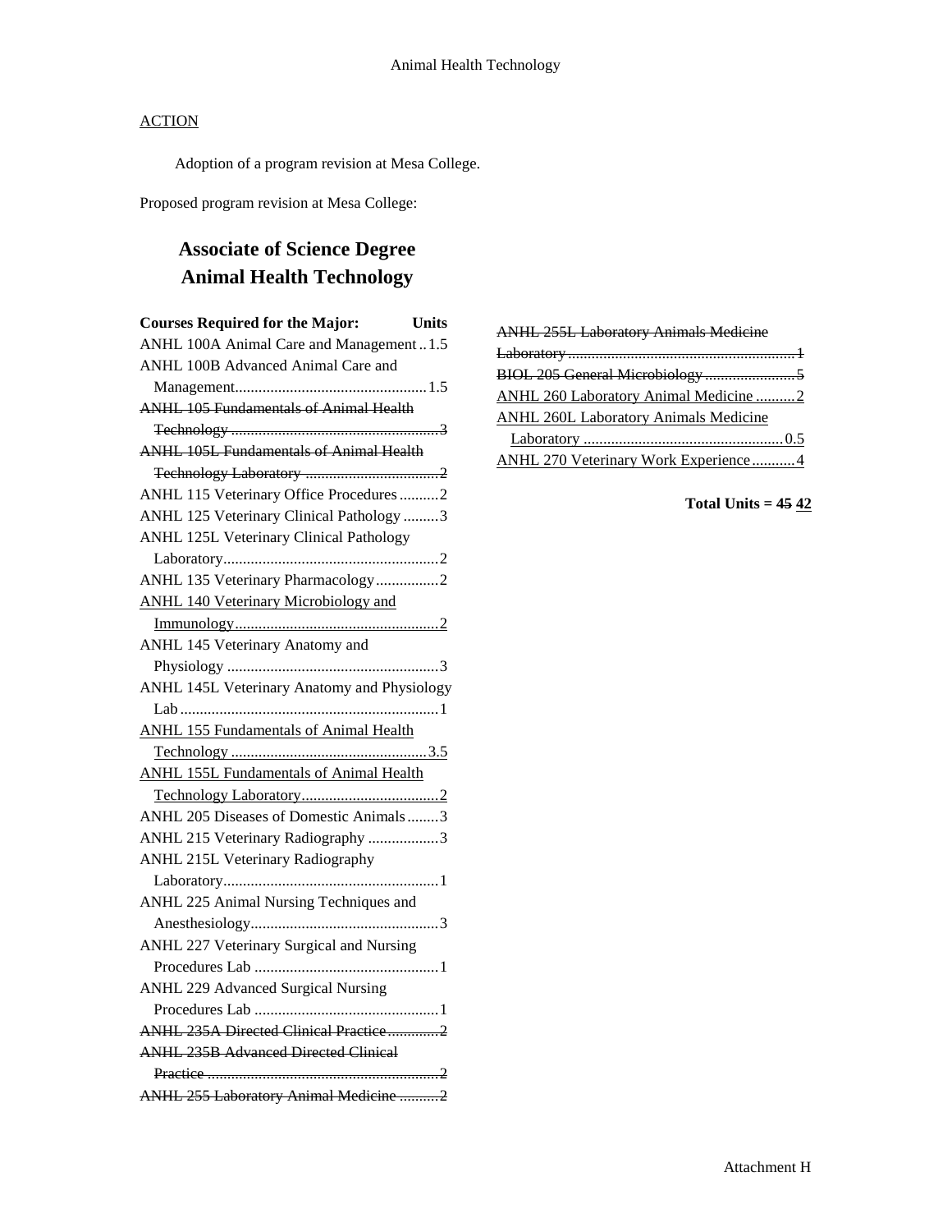ACTION

Adoption of a program revision at Mesa College.

Proposed program revision at Mesa College:

# Associate of Science Degree
# Animal Health Technology

| Courses Required for the Major: | Units |
|---|---|
| ANHL 100A Animal Care and Management | 1.5 |
| ANHL 100B Advanced Animal Care and Management | 1.5 |
| ~~ANHL 105 Fundamentals of Animal Health Technology~~ | ~~3~~ |
| ~~ANHL 105L Fundamentals of Animal Health Technology Laboratory~~ | ~~2~~ |
| ANHL 115 Veterinary Office Procedures | 2 |
| ANHL 125 Veterinary Clinical Pathology | 3 |
| ANHL 125L Veterinary Clinical Pathology Laboratory | 2 |
| ANHL 135 Veterinary Pharmacology | 2 |
| <u>ANHL 140 Veterinary Microbiology and Immunology</u> | <u>2</u> |
| ANHL 145 Veterinary Anatomy and Physiology | 3 |
| ANHL 145L Veterinary Anatomy and Physiology Lab | 1 |
| <u>ANHL 155 Fundamentals of Animal Health Technology</u> | <u>3.5</u> |
| <u>ANHL 155L Fundamentals of Animal Health Technology Laboratory</u> | <u>2</u> |
| ANHL 205 Diseases of Domestic Animals | 3 |
| ANHL 215 Veterinary Radiography | 3 |
| ANHL 215L Veterinary Radiography Laboratory | 1 |
| ANHL 225 Animal Nursing Techniques and Anesthesiology | 3 |
| ANHL 227 Veterinary Surgical and Nursing Procedures Lab | 1 |
| ANHL 229 Advanced Surgical Nursing Procedures Lab | 1 |
| ~~ANHL 235A Directed Clinical Practice~~ | ~~2~~ |
| ~~ANHL 235B Advanced Directed Clinical Practice~~ | ~~2~~ |
| ~~ANHL 255 Laboratory Animal Medicine~~ | ~~2~~ |
| ~~ANHL 255L Laboratory Animals Medicine Laboratory~~ | ~~1~~ |
| ~~BIOL 205 General Microbiology~~ | ~~5~~ |
| <u>ANHL 260 Laboratory Animal Medicine</u> | <u>2</u> |
| <u>ANHL 260L Laboratory Animals Medicine Laboratory</u> | <u>0.5</u> |
| <u>ANHL 270 Veterinary Work Experience</u> | <u>4</u> |

**Total Units = ~~45~~ <u>42</u>**

Attachment H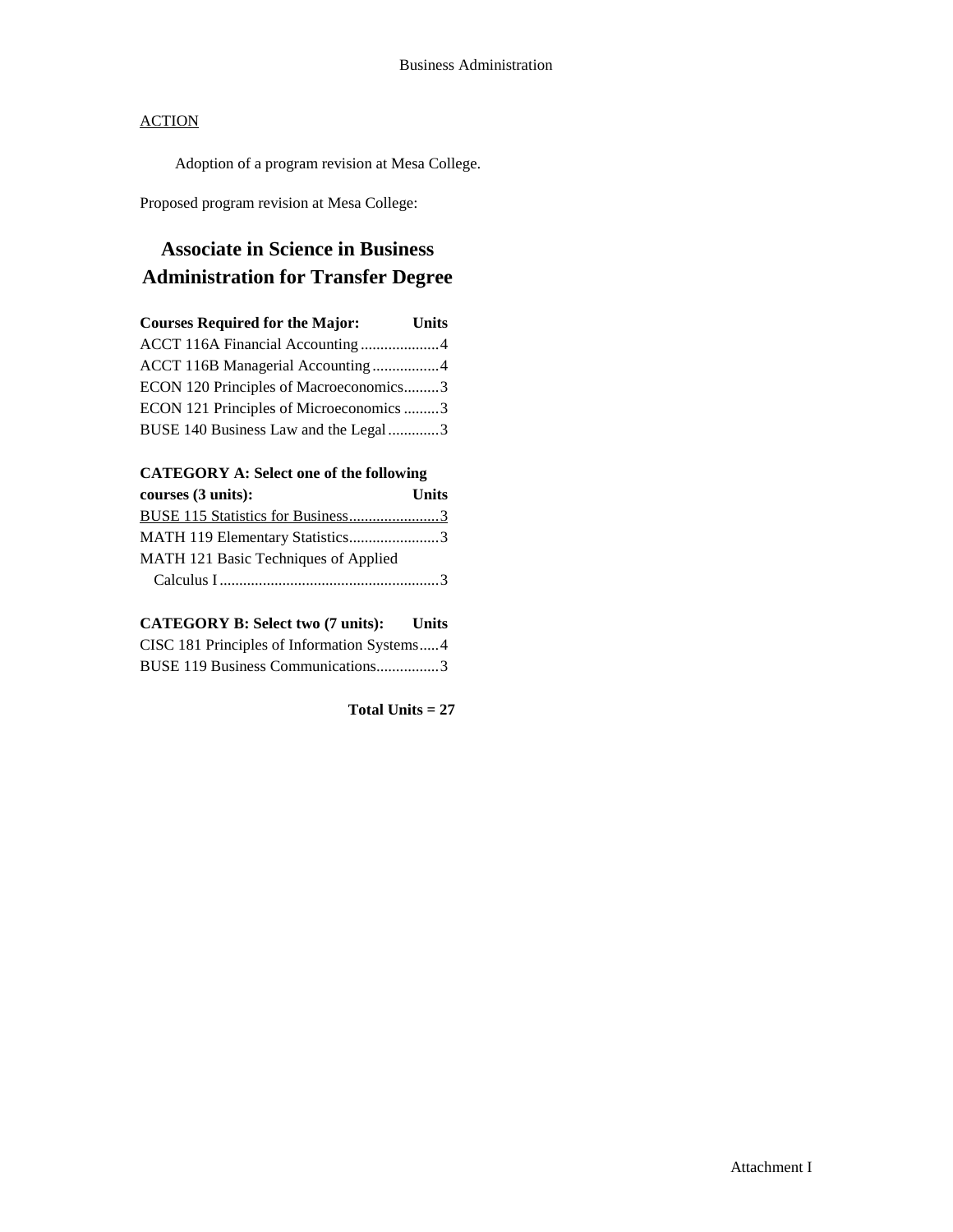<u>ACTION</u>

Adoption of a program revision at Mesa College.

Proposed program revision at Mesa College:

## Associate in Science in Business Administration for Transfer Degree

| Courses Required for the Major: | Units |
|---|---|
| ACCT 116A Financial Accounting | 4 |
| ACCT 116B Managerial Accounting | 4 |
| ECON 120 Principles of Macroeconomics | 3 |
| ECON 121 Principles of Microeconomics | 3 |
| BUSE 140 Business Law and the Legal | 3 |

| CATEGORY A: Select one of the following courses (3 units): | Units |
|---|---|
| <u>BUSE 115 Statistics for Business</u> | <u>3</u> |
| MATH 119 Elementary Statistics | 3 |
| MATH 121 Basic Techniques of Applied Calculus I | 3 |

| CATEGORY B: Select two (7 units): | Units |
|---|---|
| CISC 181 Principles of Information Systems | 4 |
| BUSE 119 Business Communications | 3 |

**Total Units = 27**

Attachment I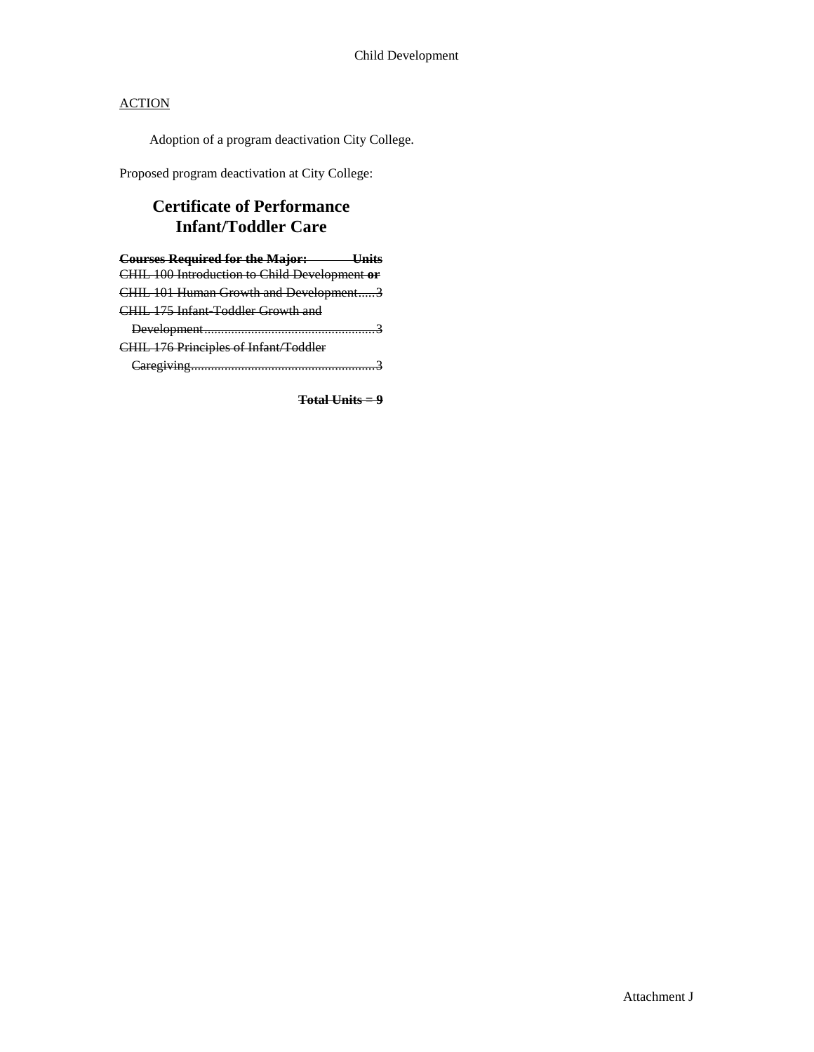ACTION

Adoption of a program deactivation City College.

Proposed program deactivation at City College:

## ~~Certificate of Performance~~
## ~~Infant/Toddler Care~~

~~**Courses Required for the Major: Units**~~
~~CHIL 100 Introduction to Child Development **or**~~
~~CHIL 101 Human Growth and Development.....3~~
~~CHIL 175 Infant-Toddler Growth and Development.....3~~
~~CHIL 176 Principles of Infant/Toddler Caregiving.....3~~

~~**Total Units = 9**~~

Attachment J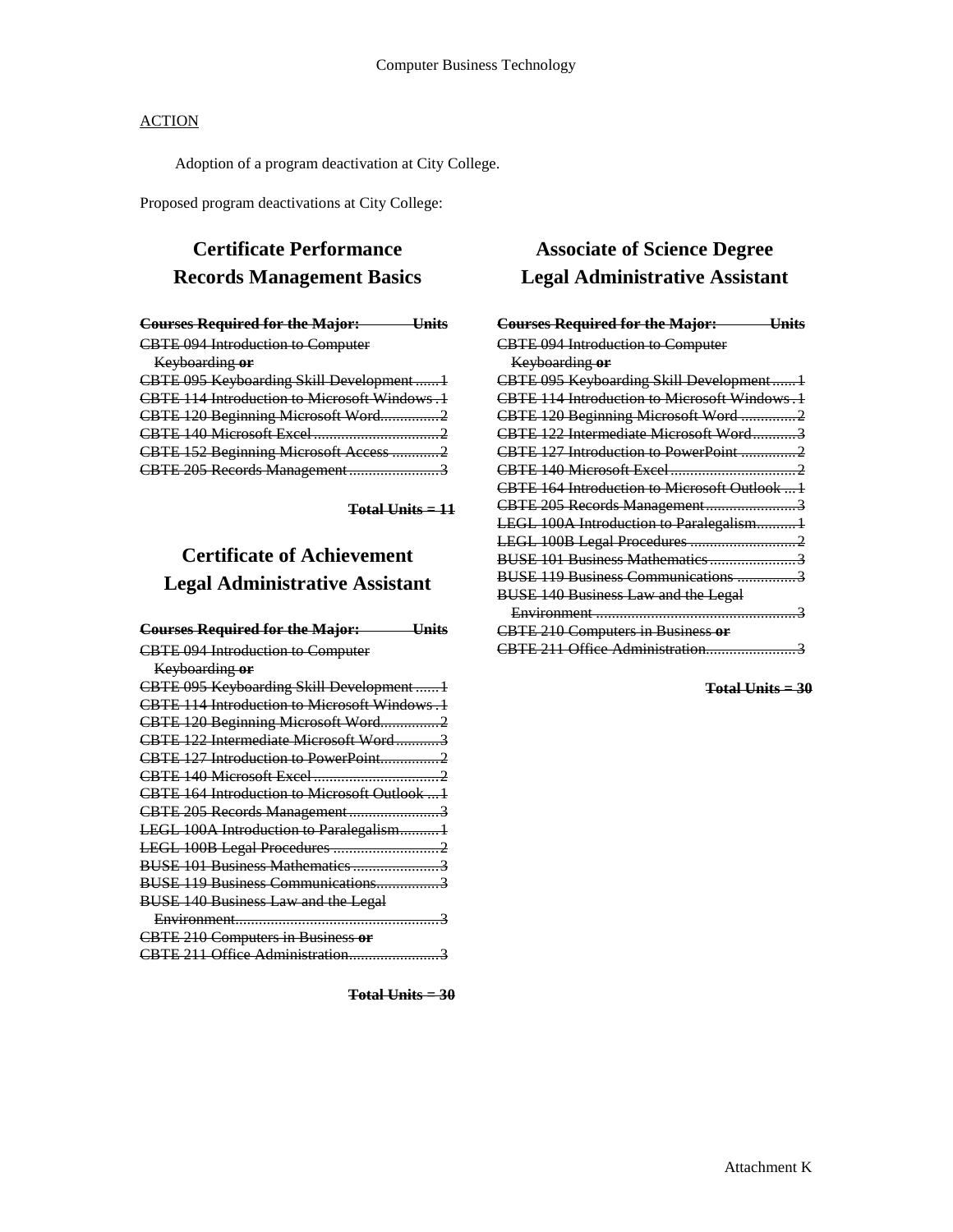Computer Business Technology

ACTION

Adoption of a program deactivation at City College.

Proposed program deactivations at City College:

## Certificate Performance
## Records Management Basics

| ~~**Courses Required for the Major:**~~ | ~~**Units**~~ |
|---|---|
| ~~CBTE 094 Introduction to Computer Keyboarding **or**~~ | |
| ~~CBTE 095 Keyboarding Skill Development~~ | ~~1~~ |
| ~~CBTE 114 Introduction to Microsoft Windows~~ | ~~1~~ |
| ~~CBTE 120 Beginning Microsoft Word~~ | ~~2~~ |
| ~~CBTE 140 Microsoft Excel~~ | ~~2~~ |
| ~~CBTE 152 Beginning Microsoft Access~~ | ~~2~~ |
| ~~CBTE 205 Records Management~~ | ~~3~~ |

~~**Total Units = 11**~~

## Certificate of Achievement
## Legal Administrative Assistant

| ~~**Courses Required for the Major:**~~ | ~~**Units**~~ |
|---|---|
| ~~CBTE 094 Introduction to Computer Keyboarding **or**~~ | |
| ~~CBTE 095 Keyboarding Skill Development~~ | ~~1~~ |
| ~~CBTE 114 Introduction to Microsoft Windows~~ | ~~1~~ |
| ~~CBTE 120 Beginning Microsoft Word~~ | ~~2~~ |
| ~~CBTE 122 Intermediate Microsoft Word~~ | ~~3~~ |
| ~~CBTE 127 Introduction to PowerPoint~~ | ~~2~~ |
| ~~CBTE 140 Microsoft Excel~~ | ~~2~~ |
| ~~CBTE 164 Introduction to Microsoft Outlook~~ | ~~1~~ |
| ~~CBTE 205 Records Management~~ | ~~3~~ |
| ~~LEGL 100A Introduction to Paralegalism~~ | ~~1~~ |
| ~~LEGL 100B Legal Procedures~~ | ~~2~~ |
| ~~BUSE 101 Business Mathematics~~ | ~~3~~ |
| ~~BUSE 119 Business Communications~~ | ~~3~~ |
| ~~BUSE 140 Business Law and the Legal Environment~~ | ~~3~~ |
| ~~CBTE 210 Computers in Business **or**~~ | |
| ~~CBTE 211 Office Administration~~ | ~~3~~ |

~~**Total Units = 30**~~

## Associate of Science Degree
## Legal Administrative Assistant

| ~~**Courses Required for the Major:**~~ | ~~**Units**~~ |
|---|---|
| ~~CBTE 094 Introduction to Computer Keyboarding **or**~~ | |
| ~~CBTE 095 Keyboarding Skill Development~~ | ~~1~~ |
| ~~CBTE 114 Introduction to Microsoft Windows~~ | ~~1~~ |
| ~~CBTE 120 Beginning Microsoft Word~~ | ~~2~~ |
| ~~CBTE 122 Intermediate Microsoft Word~~ | ~~3~~ |
| ~~CBTE 127 Introduction to PowerPoint~~ | ~~2~~ |
| ~~CBTE 140 Microsoft Excel~~ | ~~2~~ |
| ~~CBTE 164 Introduction to Microsoft Outlook~~ | ~~1~~ |
| ~~CBTE 205 Records Management~~ | ~~3~~ |
| ~~LEGL 100A Introduction to Paralegalism~~ | ~~1~~ |
| ~~LEGL 100B Legal Procedures~~ | ~~2~~ |
| ~~BUSE 101 Business Mathematics~~ | ~~3~~ |
| ~~BUSE 119 Business Communications~~ | ~~3~~ |
| ~~BUSE 140 Business Law and the Legal Environment~~ | ~~3~~ |
| ~~CBTE 210 Computers in Business **or**~~ | |
| ~~CBTE 211 Office Administration~~ | ~~3~~ |

~~**Total Units = 30**~~

Attachment K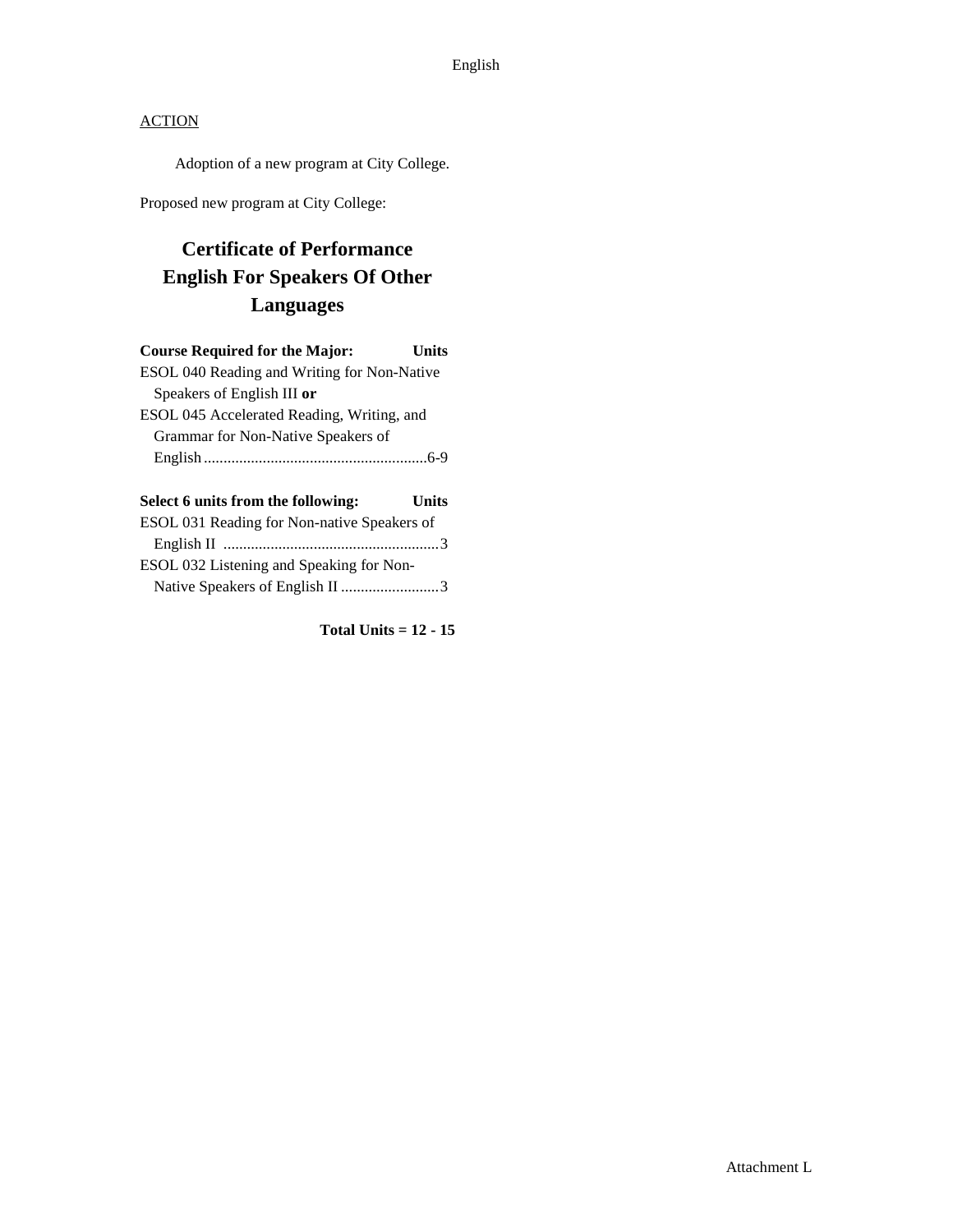English

ACTION

Adoption of a new program at City College.

Proposed new program at City College:

# Certificate of Performance English For Speakers Of Other Languages

| Course Required for the Major: | Units |
|---|---|
| ESOL 040 Reading and Writing for Non-Native Speakers of English III **or** ESOL 045 Accelerated Reading, Writing, and Grammar for Non-Native Speakers of English | 6-9 |

| Select 6 units from the following: | Units |
|---|---|
| ESOL 031 Reading for Non-native Speakers of English II | 3 |
| ESOL 032 Listening and Speaking for Non-Native Speakers of English II | 3 |

**Total Units = 12 - 15**

Attachment L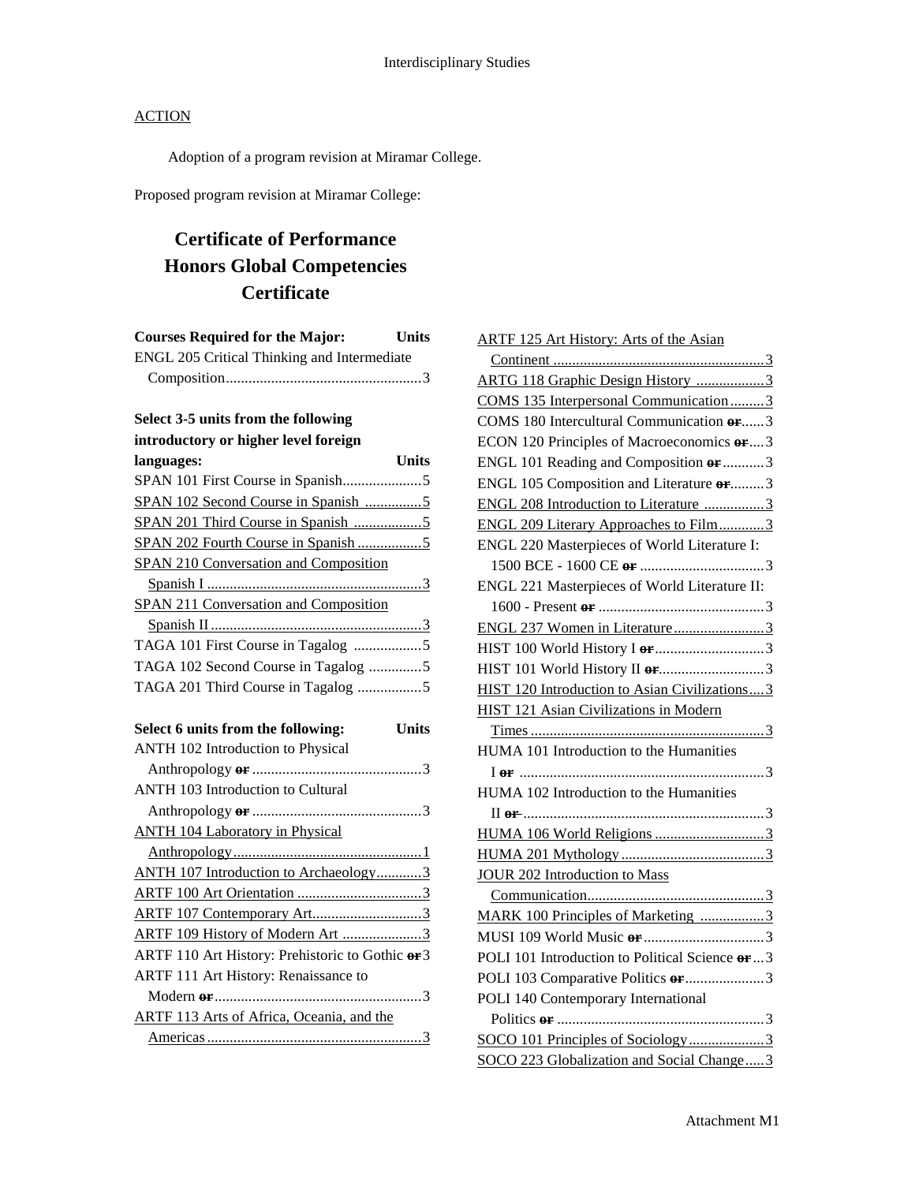ACTION

Adoption of a program revision at Miramar College.

Proposed program revision at Miramar College:

# Certificate of Performance Honors Global Competencies Certificate

**Courses Required for the Major:** **Units**

ENGL 205 Critical Thinking and Intermediate Composition ... 3

**Select 3-5 units from the following introductory or higher level foreign languages:** **Units**

SPAN 101 First Course in Spanish ... 5
SPAN 102 Second Course in Spanish ... 5
SPAN 201 Third Course in Spanish ... 5
SPAN 202 Fourth Course in Spanish ... 5
SPAN 210 Conversation and Composition Spanish I ... 3
SPAN 211 Conversation and Composition Spanish II ... 3
TAGA 101 First Course in Tagalog ... 5
TAGA 102 Second Course in Tagalog ... 5
TAGA 201 Third Course in Tagalog ... 5

**Select 6 units from the following:** **Units**

ANTH 102 Introduction to Physical Anthropology ~~or~~ ... 3
ANTH 103 Introduction to Cultural Anthropology ~~or~~ ... 3
ANTH 104 Laboratory in Physical Anthropology ... 1
ANTH 107 Introduction to Archaeology ... 3
ARTF 100 Art Orientation ... 3
ARTF 107 Contemporary Art ... 3
ARTF 109 History of Modern Art ... 3
ARTF 110 Art History: Prehistoric to Gothic ~~or~~ 3
ARTF 111 Art History: Renaissance to Modern ~~or~~ ... 3
ARTF 113 Arts of Africa, Oceania, and the Americas ... 3
ARTF 125 Art History: Arts of the Asian Continent ... 3
ARTG 118 Graphic Design History ... 3
COMS 135 Interpersonal Communication ... 3
COMS 180 Intercultural Communication ~~or~~ ... 3
ECON 120 Principles of Macroeconomics ~~or~~ ... 3
ENGL 101 Reading and Composition ~~or~~ ... 3
ENGL 105 Composition and Literature ~~or~~ ... 3
ENGL 208 Introduction to Literature ... 3
ENGL 209 Literary Approaches to Film ... 3
ENGL 220 Masterpieces of World Literature I: 1500 BCE - 1600 CE ~~or~~ ... 3
ENGL 221 Masterpieces of World Literature II: 1600 - Present ~~or~~ ... 3
ENGL 237 Women in Literature ... 3
HIST 100 World History I ~~or~~ ... 3
HIST 101 World History II ~~or~~ ... 3
HIST 120 Introduction to Asian Civilizations ... 3
HIST 121 Asian Civilizations in Modern Times ... 3
HUMA 101 Introduction to the Humanities I ~~or~~ ... 3
HUMA 102 Introduction to the Humanities II ~~or~~ ... 3
HUMA 106 World Religions ... 3
HUMA 201 Mythology ... 3
JOUR 202 Introduction to Mass Communication ... 3
MARK 100 Principles of Marketing ... 3
MUSI 109 World Music ~~or~~ ... 3
POLI 101 Introduction to Political Science ~~or~~ ... 3
POLI 103 Comparative Politics ~~or~~ ... 3
POLI 140 Contemporary International Politics ~~or~~ ... 3
SOCO 101 Principles of Sociology ... 3
SOCO 223 Globalization and Social Change ... 3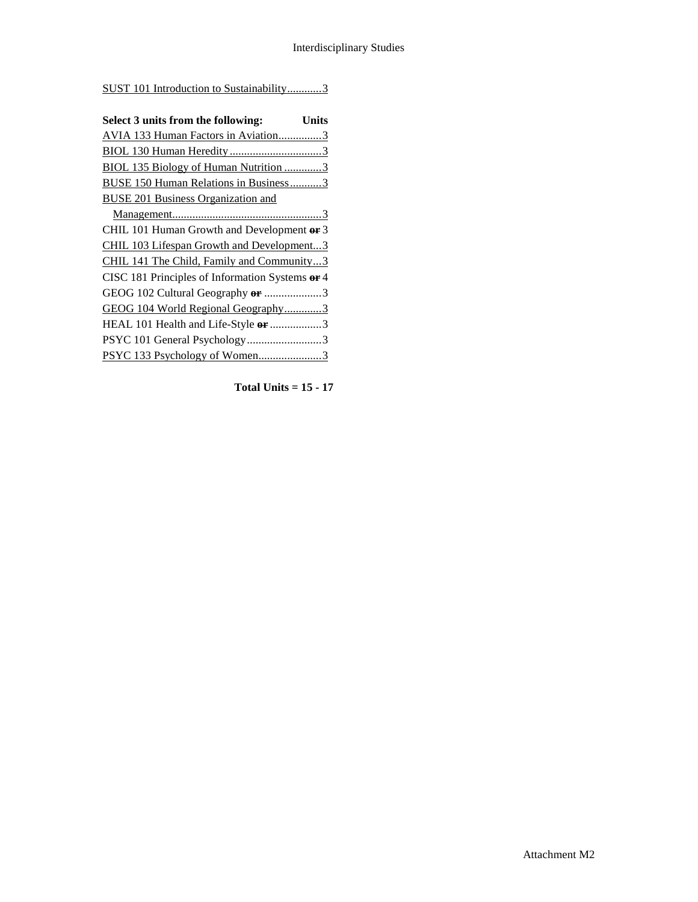SUST 101 Introduction to Sustainability............3

| **Select 3 units from the following:** | **Units** |
| --- | --- |
| AVIA 133 Human Factors in Aviation | 3 |
| BIOL 130 Human Heredity | 3 |
| BIOL 135 Biology of Human Nutrition | 3 |
| BUSE 150 Human Relations in Business | 3 |
| BUSE 201 Business Organization and Management | 3 |
| CHIL 101 Human Growth and Development ~~or~~ | 3 |
| CHIL 103 Lifespan Growth and Development | 3 |
| CHIL 141 The Child, Family and Community | 3 |
| CISC 181 Principles of Information Systems ~~or~~ | 4 |
| GEOG 102 Cultural Geography ~~or~~ | 3 |
| GEOG 104 World Regional Geography | 3 |
| HEAL 101 Health and Life-Style ~~or~~ | 3 |
| PSYC 101 General Psychology | 3 |
| PSYC 133 Psychology of Women | 3 |

**Total Units = 15 - 17**

Attachment M2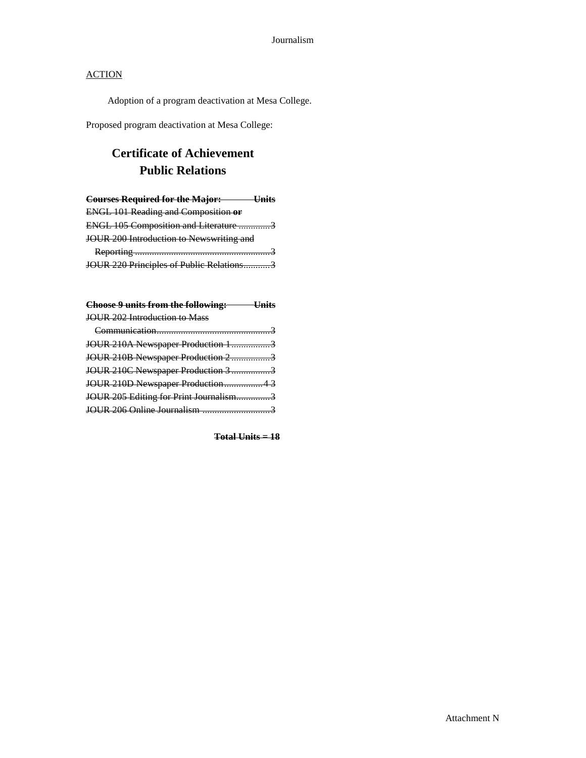ACTION

Adoption of a program deactivation at Mesa College.

Proposed program deactivation at Mesa College:

## Certificate of Achievement
## Public Relations

~~**Courses Required for the Major: Units**~~
~~ENGL 101 Reading and Composition **or**~~
~~ENGL 105 Composition and Literature .............3~~
~~JOUR 200 Introduction to Newswriting and Reporting .........................................................3~~
~~JOUR 220 Principles of Public Relations...........3~~

~~**Choose 9 units from the following: Units**~~
~~JOUR 202 Introduction to Mass Communication...............................................3~~
~~JOUR 210A Newspaper Production 1................3~~
~~JOUR 210B Newspaper Production 2................3~~
~~JOUR 210C Newspaper Production 3................3~~
~~JOUR 210D Newspaper Production................4 3~~
~~JOUR 205 Editing for Print Journalism.............3~~
~~JOUR 206 Online Journalism ............................3~~

~~**Total Units = 18**~~

Attachment N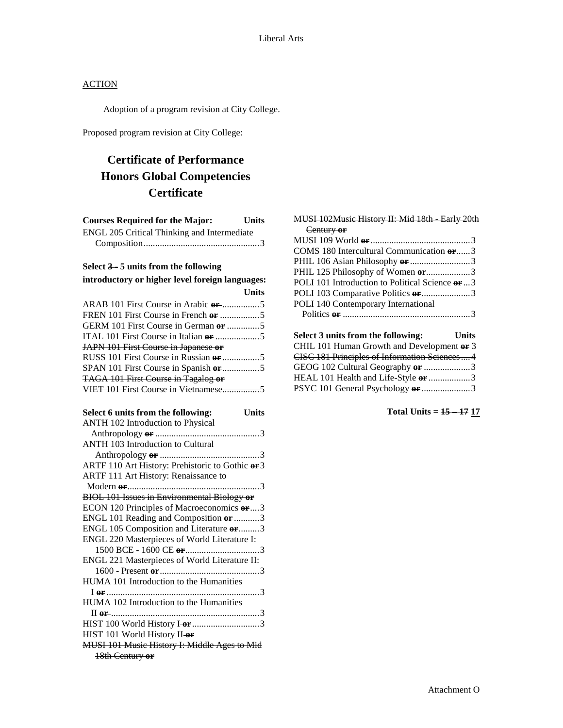ACTION

Adoption of a program revision at City College.

Proposed program revision at City College:

# Certificate of Performance Honors Global Competencies Certificate

| Courses Required for the Major: | Units |
|---|---|
| ENGL 205 Critical Thinking and Intermediate Composition | 3 |

**Select ~~3 -~~ 5 units from the following introductory or higher level foreign languages:**

| | Units |
|---|---|
| ARAB 101 First Course in Arabic ~~or~~ | 5 |
| FREN 101 First Course in French ~~or~~ | 5 |
| GERM 101 First Course in German ~~or~~ | 5 |
| ITAL 101 First Course in Italian ~~or~~ | 5 |
| ~~JAPN 101 First Course in Japanese or~~ | |
| RUSS 101 First Course in Russian ~~or~~ | 5 |
| SPAN 101 First Course in Spanish ~~or~~ | 5 |
| ~~TAGA 101 First Course in Tagalog or~~ | |
| ~~VIET 101 First Course in Vietnamese~~ | ~~5~~ |

| Select 6 units from the following: | Units |
|---|---|
| ANTH 102 Introduction to Physical Anthropology ~~or~~ | 3 |
| ANTH 103 Introduction to Cultural Anthropology ~~or~~ | 3 |
| ARTF 110 Art History: Prehistoric to Gothic ~~or~~ | 3 |
| ARTF 111 Art History: Renaissance to Modern ~~or~~ | 3 |
| ~~BIOL 101 Issues in Environmental Biology or~~ | |
| ECON 120 Principles of Macroeconomics ~~or~~ | 3 |
| ENGL 101 Reading and Composition ~~or~~ | 3 |
| ENGL 105 Composition and Literature ~~or~~ | 3 |
| ENGL 220 Masterpieces of World Literature I: 1500 BCE - 1600 CE ~~or~~ | 3 |
| ENGL 221 Masterpieces of World Literature II: 1600 - Present ~~or~~ | 3 |
| HUMA 101 Introduction to the Humanities I ~~or~~ | 3 |
| HUMA 102 Introduction to the Humanities II ~~or~~ | 3 |
| HIST 100 World History I ~~or~~ | 3 |
| HIST 101 World History II ~~or~~ | |
| ~~MUSI 101 Music History I: Middle Ages to Mid 18th Century or~~ | |
| ~~MUSI 102Music History II: Mid 18th - Early 20th Century or~~ | |
| MUSI 109 World ~~or~~ | 3 |
| COMS 180 Intercultural Communication ~~or~~ | 3 |
| PHIL 106 Asian Philosophy ~~or~~ | 3 |
| PHIL 125 Philosophy of Women ~~or~~ | 3 |
| POLI 101 Introduction to Political Science ~~or~~ | 3 |
| POLI 103 Comparative Politics ~~or~~ | 3 |
| POLI 140 Contemporary International Politics ~~or~~ | 3 |

| Select 3 units from the following: | Units |
|---|---|
| CHIL 101 Human Growth and Development ~~or~~ | 3 |
| ~~CISC 181 Principles of Information Sciences~~ | ~~4~~ |
| GEOG 102 Cultural Geography ~~or~~ | 3 |
| HEAL 101 Health and Life-Style ~~or~~ | 3 |
| PSYC 101 General Psychology ~~or~~ | 3 |

**Total Units = ~~15 – 17~~ 17**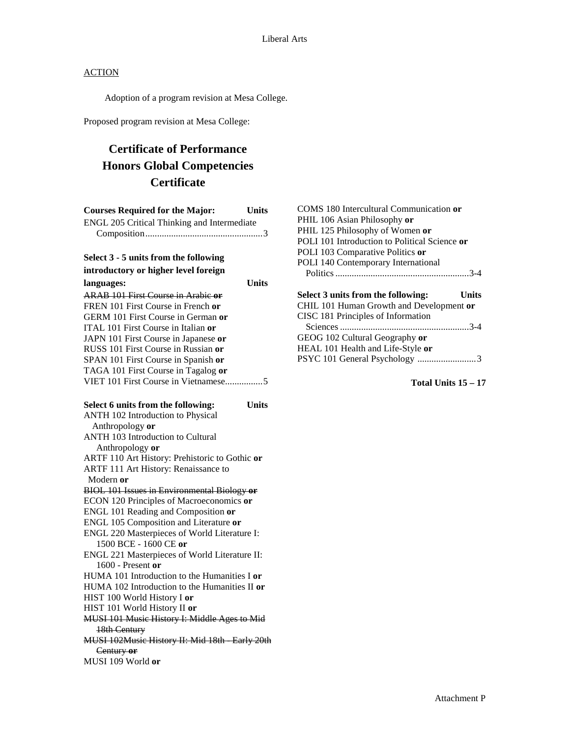Liberal Arts

ACTION

Adoption of a program revision at Mesa College.

Proposed program revision at Mesa College:

# Certificate of Performance Honors Global Competencies Certificate

**Courses Required for the Major:** **Units**

ENGL 205 Critical Thinking and Intermediate Composition..................................................3

**Select 3 - 5 units from the following introductory or higher level foreign languages:** **Units**

~~ARAB 101 First Course in Arabic **or**~~
FREN 101 First Course in French **or**
GERM 101 First Course in German **or**
ITAL 101 First Course in Italian **or**
JAPN 101 First Course in Japanese **or**
RUSS 101 First Course in Russian **or**
SPAN 101 First Course in Spanish **or**
TAGA 101 First Course in Tagalog **or**
VIET 101 First Course in Vietnamese................5

**Select 6 units from the following:** **Units**

ANTH 102 Introduction to Physical Anthropology **or**
ANTH 103 Introduction to Cultural Anthropology **or**
ARTF 110 Art History: Prehistoric to Gothic **or**
ARTF 111 Art History: Renaissance to Modern **or**
~~BIOL 101 Issues in Environmental Biology **or**~~
ECON 120 Principles of Macroeconomics **or**
ENGL 101 Reading and Composition **or**
ENGL 105 Composition and Literature **or**
ENGL 220 Masterpieces of World Literature I: 1500 BCE - 1600 CE **or**
ENGL 221 Masterpieces of World Literature II: 1600 - Present **or**
HUMA 101 Introduction to the Humanities I **or**
HUMA 102 Introduction to the Humanities II **or**
HIST 100 World History I **or**
HIST 101 World History II **or**
~~MUSI 101 Music History I: Middle Ages to Mid 18th Century~~
~~MUSI 102Music History II: Mid 18th - Early 20th Century **or**~~
MUSI 109 World **or**
COMS 180 Intercultural Communication **or**
PHIL 106 Asian Philosophy **or**
PHIL 125 Philosophy of Women **or**
POLI 101 Introduction to Political Science **or**
POLI 103 Comparative Politics **or**
POLI 140 Contemporary International Politics.........................................................3-4

**Select 3 units from the following:** **Units**

CHIL 101 Human Growth and Development **or**
CISC 181 Principles of Information Sciences.......................................................3-4
GEOG 102 Cultural Geography **or**
HEAL 101 Health and Life-Style **or**
PSYC 101 General Psychology .........................3

**Total Units 15 – 17**

Attachment P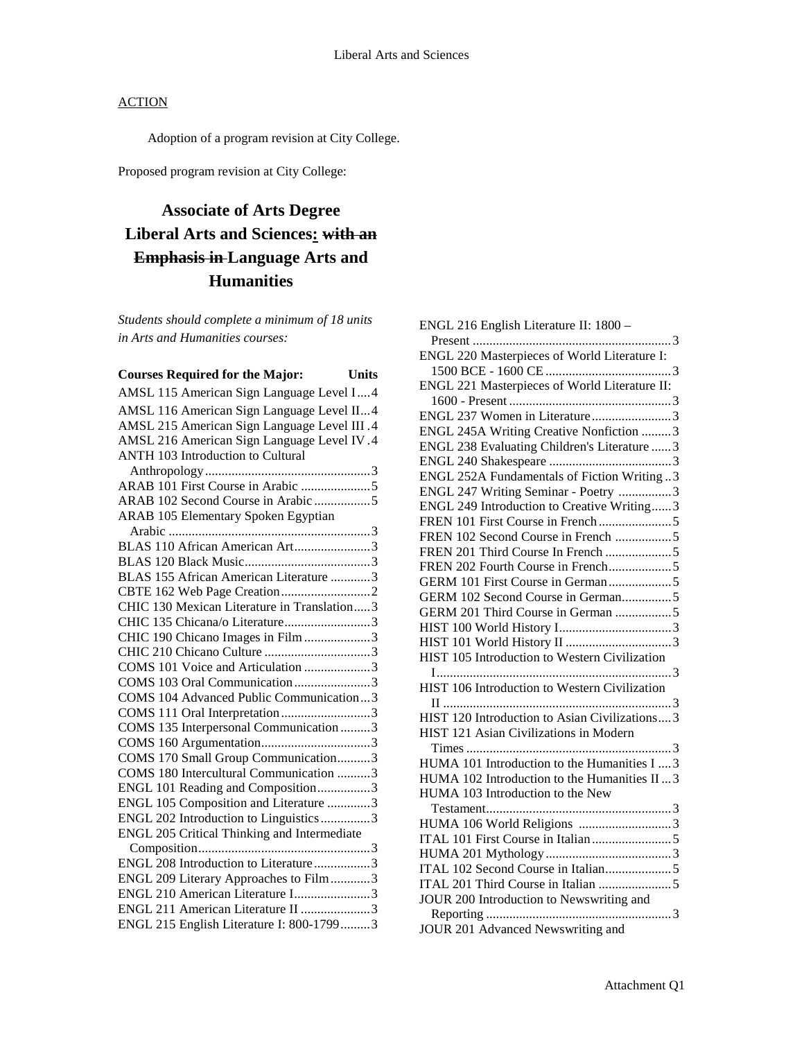## ACTION

Adoption of a program revision at City College.

Proposed program revision at City College:

# Associate of Arts Degree Liberal Arts and Sciences: ~~with an Emphasis in~~ Language Arts and Humanities

*Students should complete a minimum of 18 units in Arts and Humanities courses:*

| Courses Required for the Major: | Units |
|---|---|
| AMSL 115 American Sign Language Level I | 4 |
| AMSL 116 American Sign Language Level II | 4 |
| AMSL 215 American Sign Language Level III | 4 |
| AMSL 216 American Sign Language Level IV | 4 |
| ANTH 103 Introduction to Cultural Anthropology | 3 |
| ARAB 101 First Course in Arabic | 5 |
| ARAB 102 Second Course in Arabic | 5 |
| ARAB 105 Elementary Spoken Egyptian Arabic | 3 |
| BLAS 110 African American Art | 3 |
| BLAS 120 Black Music | 3 |
| BLAS 155 African American Literature | 3 |
| CBTE 162 Web Page Creation | 2 |
| CHIC 130 Mexican Literature in Translation | 3 |
| CHIC 135 Chicana/o Literature | 3 |
| CHIC 190 Chicano Images in Film | 3 |
| CHIC 210 Chicano Culture | 3 |
| COMS 101 Voice and Articulation | 3 |
| COMS 103 Oral Communication | 3 |
| COMS 104 Advanced Public Communication | 3 |
| COMS 111 Oral Interpretation | 3 |
| COMS 135 Interpersonal Communication | 3 |
| COMS 160 Argumentation | 3 |
| COMS 170 Small Group Communication | 3 |
| COMS 180 Intercultural Communication | 3 |
| ENGL 101 Reading and Composition | 3 |
| ENGL 105 Composition and Literature | 3 |
| ENGL 202 Introduction to Linguistics | 3 |
| ENGL 205 Critical Thinking and Intermediate Composition | 3 |
| ENGL 208 Introduction to Literature | 3 |
| ENGL 209 Literary Approaches to Film | 3 |
| ENGL 210 American Literature I | 3 |
| ENGL 211 American Literature II | 3 |
| ENGL 215 English Literature I: 800-1799 | 3 |
| ENGL 216 English Literature II: 1800 – Present | 3 |
| ENGL 220 Masterpieces of World Literature I: 1500 BCE - 1600 CE | 3 |
| ENGL 221 Masterpieces of World Literature II: 1600 - Present | 3 |
| ENGL 237 Women in Literature | 3 |
| ENGL 245A Writing Creative Nonfiction | 3 |
| ENGL 238 Evaluating Children's Literature | 3 |
| ENGL 240 Shakespeare | 3 |
| ENGL 252A Fundamentals of Fiction Writing | 3 |
| ENGL 247 Writing Seminar - Poetry | 3 |
| ENGL 249 Introduction to Creative Writing | 3 |
| FREN 101 First Course in French | 5 |
| FREN 102 Second Course in French | 5 |
| FREN 201 Third Course In French | 5 |
| FREN 202 Fourth Course in French | 5 |
| GERM 101 First Course in German | 5 |
| GERM 102 Second Course in German | 5 |
| GERM 201 Third Course in German | 5 |
| HIST 100 World History I | 3 |
| HIST 101 World History II | 3 |
| HIST 105 Introduction to Western Civilization I | 3 |
| HIST 106 Introduction to Western Civilization II | 3 |
| HIST 120 Introduction to Asian Civilizations | 3 |
| HIST 121 Asian Civilizations in Modern Times | 3 |
| HUMA 101 Introduction to the Humanities I | 3 |
| HUMA 102 Introduction to the Humanities II | 3 |
| HUMA 103 Introduction to the New Testament | 3 |
| HUMA 106 World Religions | 3 |
| ITAL 101 First Course in Italian | 5 |
| HUMA 201 Mythology | 3 |
| ITAL 102 Second Course in Italian | 5 |
| ITAL 201 Third Course in Italian | 5 |
| JOUR 200 Introduction to Newswriting and Reporting | 3 |
| JOUR 201 Advanced Newswriting and | |

Attachment Q1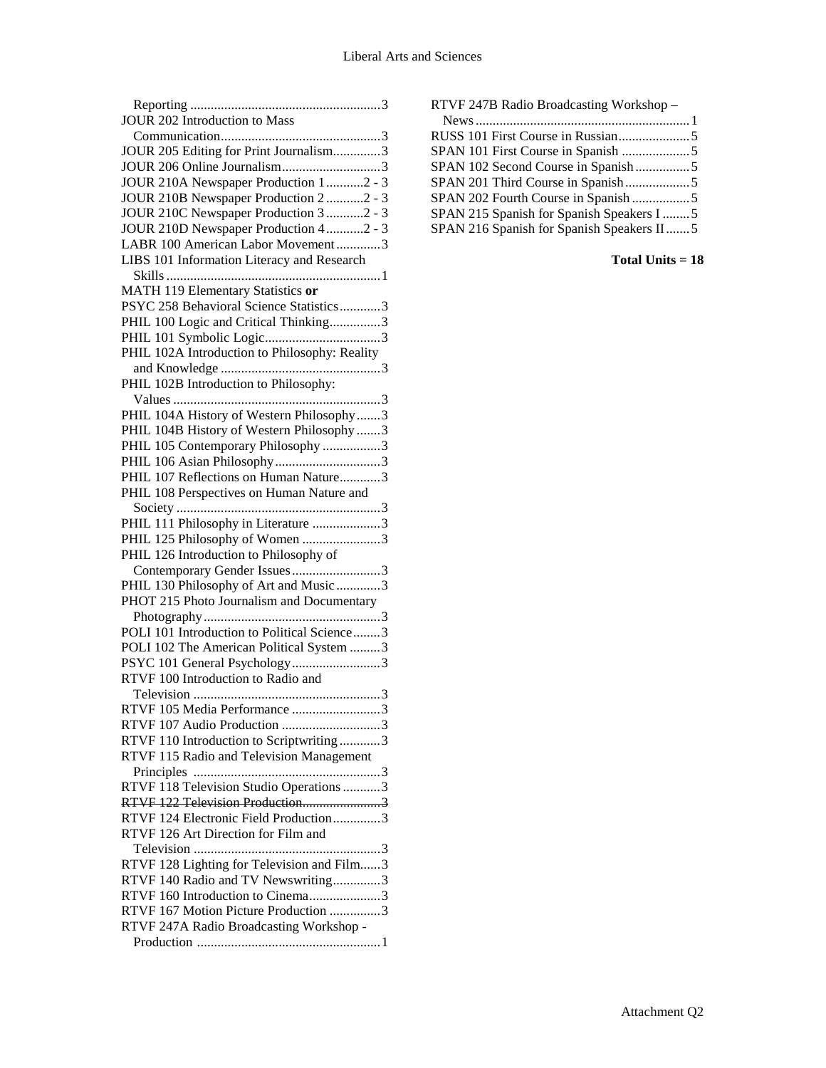Reporting ........................................................3
JOUR 202 Introduction to Mass Communication...............................................3
JOUR 205 Editing for Print Journalism..............3
JOUR 206 Online Journalism.............................3
JOUR 210A Newspaper Production 1...........2 - 3
JOUR 210B Newspaper Production 2...........2 - 3
JOUR 210C Newspaper Production 3...........2 - 3
JOUR 210D Newspaper Production 4...........2 - 3
LABR 100 American Labor Movement.............3
LIBS 101 Information Literacy and Research Skills ..............................................................1
MATH 119 Elementary Statistics **or**
PSYC 258 Behavioral Science Statistics............3
PHIL 100 Logic and Critical Thinking...............3
PHIL 101 Symbolic Logic..................................3
PHIL 102A Introduction to Philosophy: Reality and Knowledge ...............................................3
PHIL 102B Introduction to Philosophy: Values .............................................................3
PHIL 104A History of Western Philosophy.......3
PHIL 104B History of Western Philosophy.......3
PHIL 105 Contemporary Philosophy .................3
PHIL 106 Asian Philosophy...............................3
PHIL 107 Reflections on Human Nature............3
PHIL 108 Perspectives on Human Nature and Society ............................................................3
PHIL 111 Philosophy in Literature ....................3
PHIL 125 Philosophy of Women .......................3
PHIL 126 Introduction to Philosophy of Contemporary Gender Issues..........................3
PHIL 130 Philosophy of Art and Music.............3
PHOT 215 Photo Journalism and Documentary Photography....................................................3
POLI 101 Introduction to Political Science........3
POLI 102 The American Political System .........3
PSYC 101 General Psychology..........................3
RTVF 100 Introduction to Radio and Television .......................................................3
RTVF 105 Media Performance ..........................3
RTVF 107 Audio Production .............................3
RTVF 110 Introduction to Scriptwriting............3
RTVF 115 Radio and Television Management Principles .......................................................3
RTVF 118 Television Studio Operations...........3
~~RTVF 122 Television Production.......................3~~
RTVF 124 Electronic Field Production..............3
RTVF 126 Art Direction for Film and Television .......................................................3
RTVF 128 Lighting for Television and Film......3
RTVF 140 Radio and TV Newswriting..............3
RTVF 160 Introduction to Cinema.....................3
RTVF 167 Motion Picture Production ...............3
RTVF 247A Radio Broadcasting Workshop - Production ......................................................1
RTVF 247B Radio Broadcasting Workshop – News ..............................................................1
RUSS 101 First Course in Russian.....................5
SPAN 101 First Course in Spanish ....................5
SPAN 102 Second Course in Spanish................5
SPAN 201 Third Course in Spanish...................5
SPAN 202 Fourth Course in Spanish.................5
SPAN 215 Spanish for Spanish Speakers I ........5
SPAN 216 Spanish for Spanish Speakers II.......5

**Total Units = 18**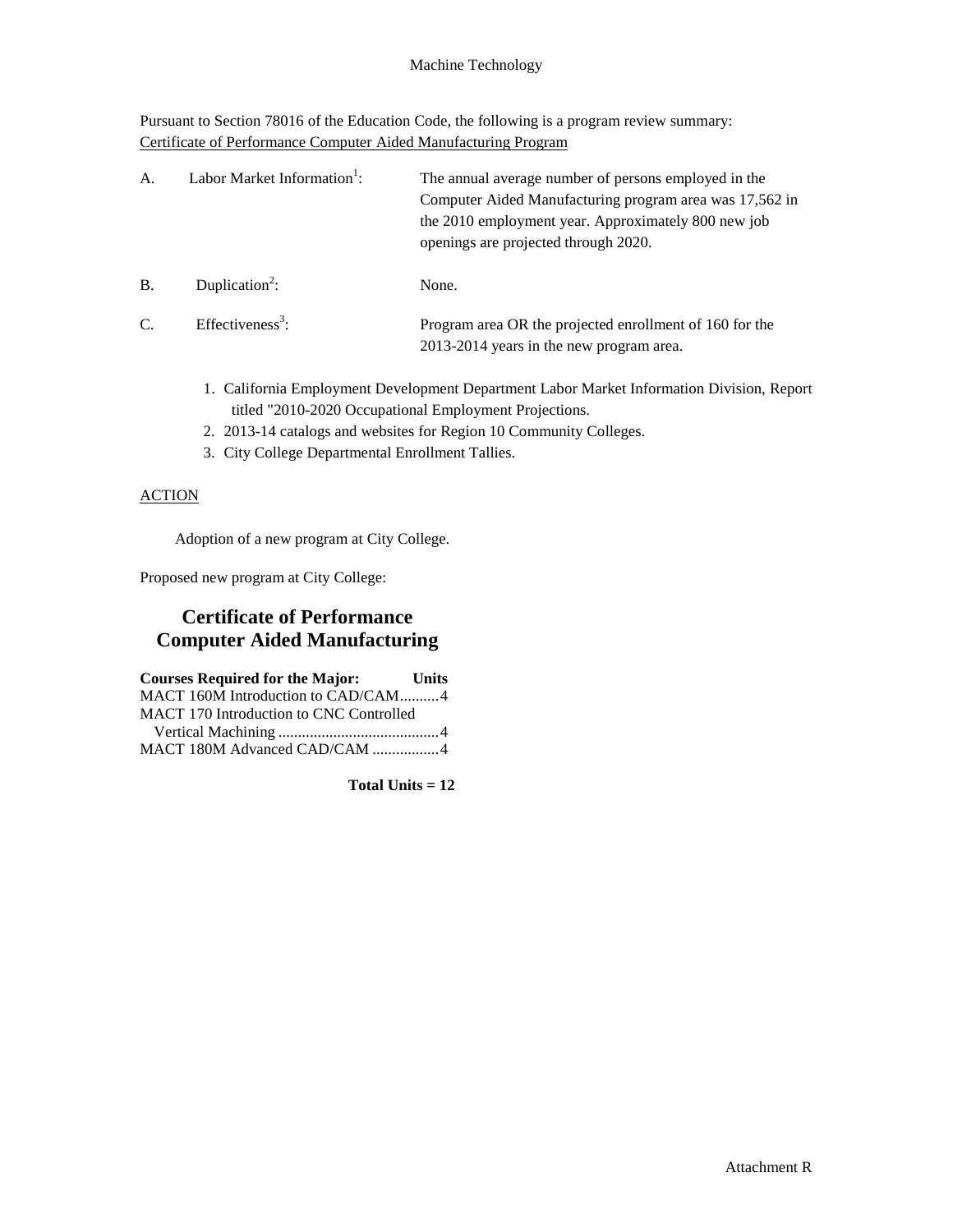Machine Technology

Pursuant to Section 78016 of the Education Code, the following is a program review summary:
Certificate of Performance Computer Aided Manufacturing Program

A. Labor Market Information[1]: The annual average number of persons employed in the Computer Aided Manufacturing program area was 17,562 in the 2010 employment year. Approximately 800 new job openings are projected through 2020.

B. Duplication[2]: None.

C. Effectiveness[3]: Program area OR the projected enrollment of 160 for the 2013-2014 years in the new program area.

1. California Employment Development Department Labor Market Information Division, Report titled "2010-2020 Occupational Employment Projections.
2. 2013-14 catalogs and websites for Region 10 Community Colleges.
3. City College Departmental Enrollment Tallies.

ACTION

Adoption of a new program at City College.

Proposed new program at City College:

## Certificate of Performance
## Computer Aided Manufacturing

| Courses Required for the Major: | Units |
|---|---|
| MACT 160M Introduction to CAD/CAM | 4 |
| MACT 170 Introduction to CNC Controlled Vertical Machining | 4 |
| MACT 180M Advanced CAD/CAM | 4 |

**Total Units = 12**

Attachment R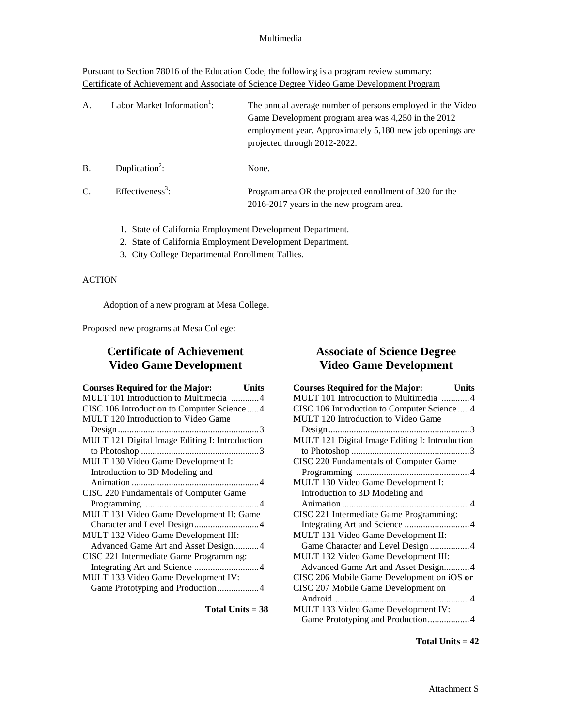Multimedia

Pursuant to Section 78016 of the Education Code, the following is a program review summary:
Certificate of Achievement and Associate of Science Degree Video Game Development Program

A. Labor Market Information[1]: The annual average number of persons employed in the Video Game Development program area was 4,250 in the 2012 employment year. Approximately 5,180 new job openings are projected through 2012-2022.

B. Duplication[2]: None.

C. Effectiveness[3]: Program area OR the projected enrollment of 320 for the 2016-2017 years in the new program area.

1. State of California Employment Development Department.
2. State of California Employment Development Department.
3. City College Departmental Enrollment Tallies.

ACTION

Adoption of a new program at Mesa College.

Proposed new programs at Mesa College:

## Certificate of Achievement Video Game Development

| Courses Required for the Major: | Units |
|---|---|
| MULT 101 Introduction to Multimedia | 4 |
| CISC 106 Introduction to Computer Science | 4 |
| MULT 120 Introduction to Video Game Design | 3 |
| MULT 121 Digital Image Editing I: Introduction to Photoshop | 3 |
| MULT 130 Video Game Development I: Introduction to 3D Modeling and Animation | 4 |
| CISC 220 Fundamentals of Computer Game Programming | 4 |
| MULT 131 Video Game Development II: Game Character and Level Design | 4 |
| MULT 132 Video Game Development III: Advanced Game Art and Asset Design | 4 |
| CISC 221 Intermediate Game Programming: Integrating Art and Science | 4 |
| MULT 133 Video Game Development IV: Game Prototyping and Production | 4 |

**Total Units = 38**

## Associate of Science Degree Video Game Development

| Courses Required for the Major: | Units |
|---|---|
| MULT 101 Introduction to Multimedia | 4 |
| CISC 106 Introduction to Computer Science | 4 |
| MULT 120 Introduction to Video Game Design | 3 |
| MULT 121 Digital Image Editing I: Introduction to Photoshop | 3 |
| CISC 220 Fundamentals of Computer Game Programming | 4 |
| MULT 130 Video Game Development I: Introduction to 3D Modeling and Animation | 4 |
| CISC 221 Intermediate Game Programming: Integrating Art and Science | 4 |
| MULT 131 Video Game Development II: Game Character and Level Design | 4 |
| MULT 132 Video Game Development III: Advanced Game Art and Asset Design | 4 |
| CISC 206 Mobile Game Development on iOS **or** CISC 207 Mobile Game Development on Android | 4 |
| MULT 133 Video Game Development IV: Game Prototyping and Production | 4 |

**Total Units = 42**

Attachment S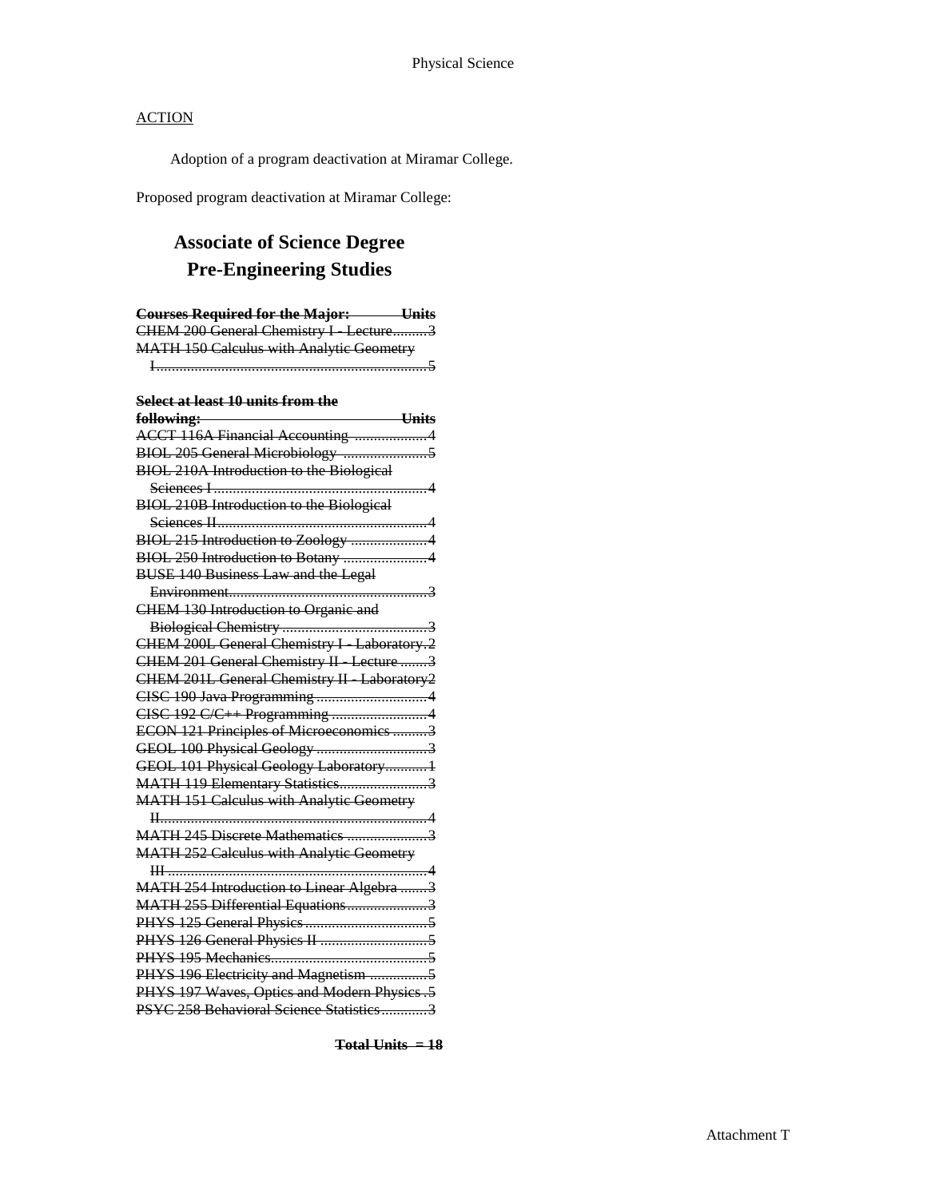Physical Science

ACTION

Adoption of a program deactivation at Miramar College.

Proposed program deactivation at Miramar College:

# Associate of Science Degree
# Pre-Engineering Studies

~~**Courses Required for the Major: Units**~~
~~CHEM 200 General Chemistry I - Lecture.........3~~
~~MATH 150 Calculus with Analytic Geometry I.......................................................................5~~

~~**Select at least 10 units from the following: Units**~~
~~ACCT 116A Financial Accounting ...................4~~
~~BIOL 205 General Microbiology ......................5~~
~~BIOL 210A Introduction to the Biological Sciences I .........................................................4~~
~~BIOL 210B Introduction to the Biological Sciences II........................................................4~~
~~BIOL 215 Introduction to Zoology ....................4~~
~~BIOL 250 Introduction to Botany ......................4~~
~~BUSE 140 Business Law and the Legal Environment.....................................................3~~
~~CHEM 130 Introduction to Organic and Biological Chemistry .......................................3~~
~~CHEM 200L General Chemistry I - Laboratory..2~~
~~CHEM 201 General Chemistry II - Lecture .......3~~
~~CHEM 201L General Chemistry II - Laboratory2~~
~~CISC 190 Java Programming .............................4~~
~~CISC 192 C/C++ Programming .........................4~~
~~ECON 121 Principles of Microeconomics .........3~~
~~GEOL 100 Physical Geology .............................3~~
~~GEOL 101 Physical Geology Laboratory...........1~~
~~MATH 119 Elementary Statistics.......................3~~
~~MATH 151 Calculus with Analytic Geometry II.......................................................................4~~
~~MATH 245 Discrete Mathematics .....................3~~
~~MATH 252 Calculus with Analytic Geometry III .....................................................................4~~
~~MATH 254 Introduction to Linear Algebra .......3~~
~~MATH 255 Differential Equations.....................3~~
~~PHYS 125 General Physics................................5~~
~~PHYS 126 General Physics II ............................5~~
~~PHYS 195 Mechanics.........................................5~~
~~PHYS 196 Electricity and Magnetism ...............5~~
~~PHYS 197 Waves, Optics and Modern Physics .5~~
~~PSYC 258 Behavioral Science Statistics............3~~

~~**Total Units = 18**~~

Attachment T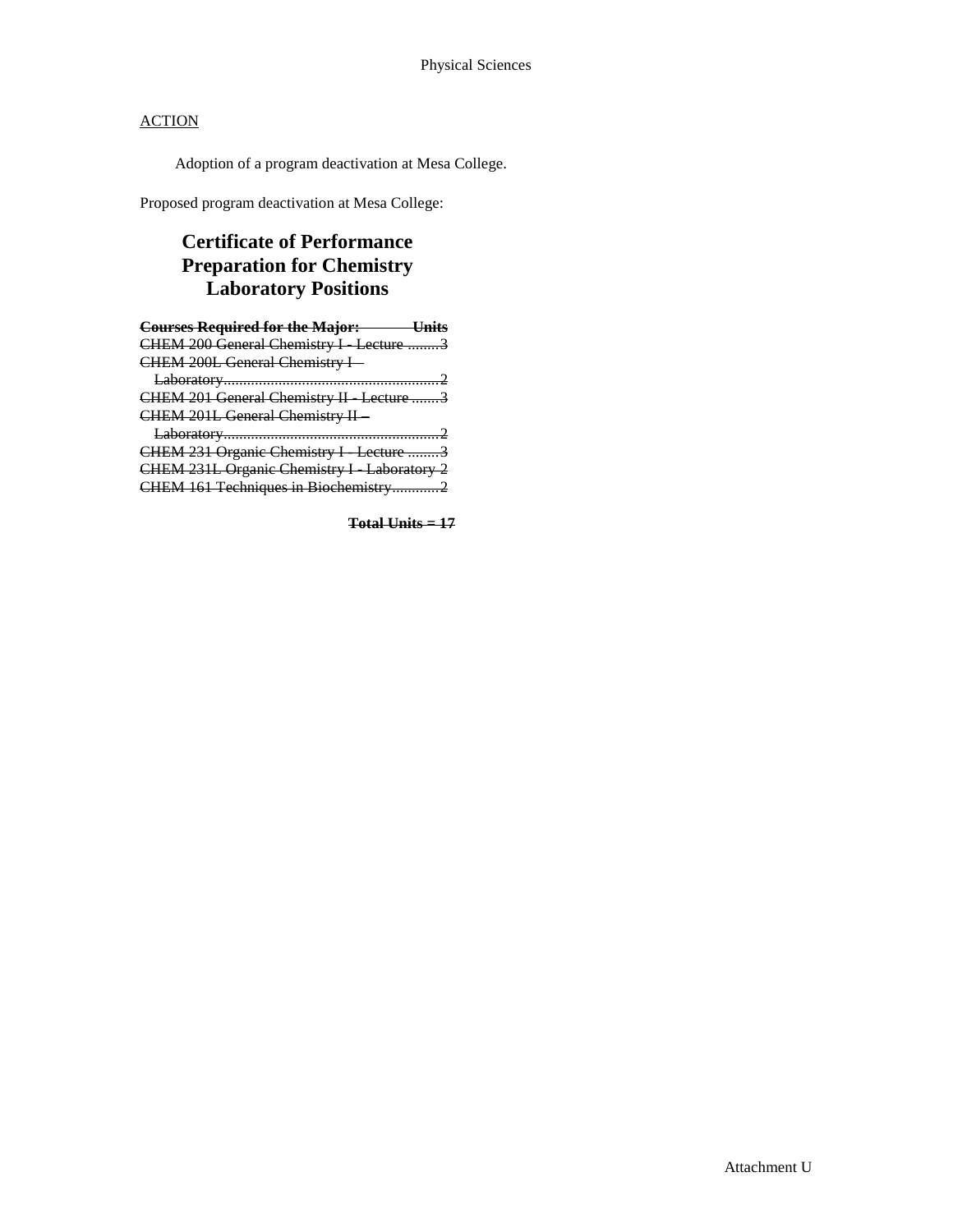Physical Sciences

<u>ACTION</u>

Adoption of a program deactivation at Mesa College.

Proposed program deactivation at Mesa College:

## Certificate of Performance Preparation for Chemistry Laboratory Positions

| ~~**Courses Required for the Major:**~~ | ~~**Units**~~ |
| --- | --- |
| ~~CHEM 200 General Chemistry I - Lecture~~ | ~~3~~ |
| ~~CHEM 200L General Chemistry I – Laboratory~~ | ~~2~~ |
| ~~CHEM 201 General Chemistry II - Lecture~~ | ~~3~~ |
| ~~CHEM 201L General Chemistry II – Laboratory~~ | ~~2~~ |
| ~~CHEM 231 Organic Chemistry I - Lecture~~ | ~~3~~ |
| ~~CHEM 231L Organic Chemistry I - Laboratory~~ | ~~2~~ |
| ~~CHEM 161 Techniques in Biochemistry~~ | ~~2~~ |

~~**Total Units = 17**~~

Attachment U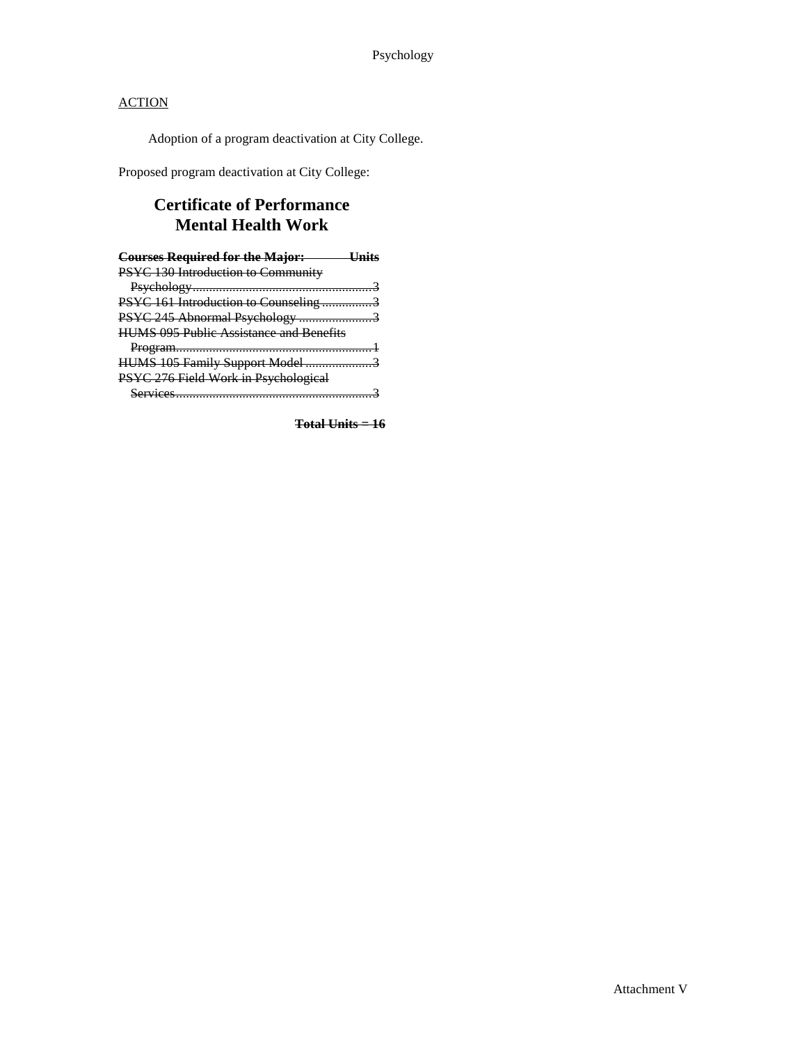Psychology

<u>ACTION</u>

Adoption of a program deactivation at City College.

Proposed program deactivation at City College:

## Certificate of Performance
## Mental Health Work

| ~~**Courses Required for the Major:**~~ | ~~**Units**~~ |
| --- | --- |
| ~~PSYC 130 Introduction to Community Psychology~~ | ~~3~~ |
| ~~PSYC 161 Introduction to Counseling~~ | ~~3~~ |
| ~~PSYC 245 Abnormal Psychology~~ | ~~3~~ |
| ~~HUMS 095 Public Assistance and Benefits Program~~ | ~~1~~ |
| ~~HUMS 105 Family Support Model~~ | ~~3~~ |
| ~~PSYC 276 Field Work in Psychological Services~~ | ~~3~~ |

~~**Total Units = 16**~~

Attachment V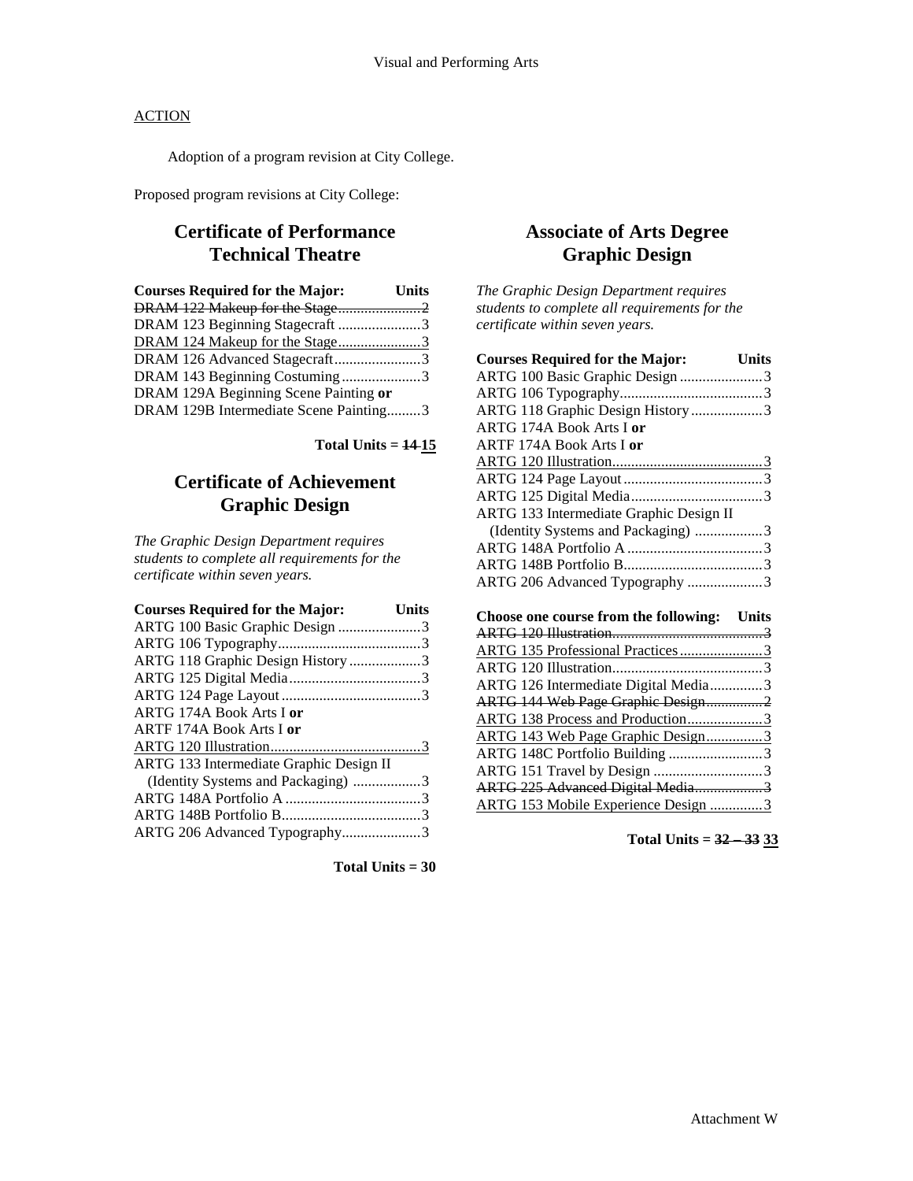## ACTION

Adoption of a program revision at City College.

Proposed program revisions at City College:

## Certificate of Performance Technical Theatre

| Courses Required for the Major: | Units |
|---|---|
| ~~DRAM 122 Makeup for the Stage~~ | ~~2~~ |
| DRAM 123 Beginning Stagecraft | 3 |
| <u>DRAM 124 Makeup for the Stage</u> | <u>3</u> |
| DRAM 126 Advanced Stagecraft | 3 |
| DRAM 143 Beginning Costuming | 3 |
| DRAM 129A Beginning Scene Painting **or** | |
| DRAM 129B Intermediate Scene Painting | 3 |

**Total Units = ~~14~~ <u>15</u>**

## Certificate of Achievement Graphic Design

*The Graphic Design Department requires students to complete all requirements for the certificate within seven years.*

| Courses Required for the Major: | Units |
|---|---|
| ARTG 100 Basic Graphic Design | 3 |
| ARTG 106 Typography | 3 |
| ARTG 118 Graphic Design History | 3 |
| ARTG 125 Digital Media | 3 |
| ARTG 124 Page Layout | 3 |
| ARTG 174A Book Arts I **or** | |
| ARTF 174A Book Arts I **or** | |
| <u>ARTG 120 Illustration</u> | <u>3</u> |
| ARTG 133 Intermediate Graphic Design II (Identity Systems and Packaging) | 3 |
| ARTG 148A Portfolio A | 3 |
| ARTG 148B Portfolio B | 3 |
| ARTG 206 Advanced Typography | 3 |

**Total Units = 30**

## Associate of Arts Degree Graphic Design

*The Graphic Design Department requires students to complete all requirements for the certificate within seven years.*

| Courses Required for the Major: | Units |
|---|---|
| ARTG 100 Basic Graphic Design | 3 |
| ARTG 106 Typography | 3 |
| ARTG 118 Graphic Design History | 3 |
| ARTG 174A Book Arts I **or** | |
| ARTF 174A Book Arts I **or** | |
| <u>ARTG 120 Illustration</u> | <u>3</u> |
| ARTG 124 Page Layout | 3 |
| ARTG 125 Digital Media | 3 |
| ARTG 133 Intermediate Graphic Design II (Identity Systems and Packaging) | 3 |
| ARTG 148A Portfolio A | 3 |
| ARTG 148B Portfolio B | 3 |
| ARTG 206 Advanced Typography | 3 |

| Choose one course from the following: | Units |
|---|---|
| ~~ARTG 120 Illustration~~ | ~~3~~ |
| <u>ARTG 135 Professional Practices</u> | <u>3</u> |
| ARTG 120 Illustration | 3 |
| ARTG 126 Intermediate Digital Media | 3 |
| ~~ARTG 144 Web Page Graphic Design~~ | ~~2~~ |
| <u>ARTG 138 Process and Production</u> | <u>3</u> |
| <u>ARTG 143 Web Page Graphic Design</u> | <u>3</u> |
| ARTG 148C Portfolio Building | 3 |
| ARTG 151 Travel by Design | 3 |
| ~~ARTG 225 Advanced Digital Media~~ | ~~3~~ |
| <u>ARTG 153 Mobile Experience Design</u> | <u>3</u> |

**Total Units = ~~32 – 33~~ <u>33</u>**

Attachment W